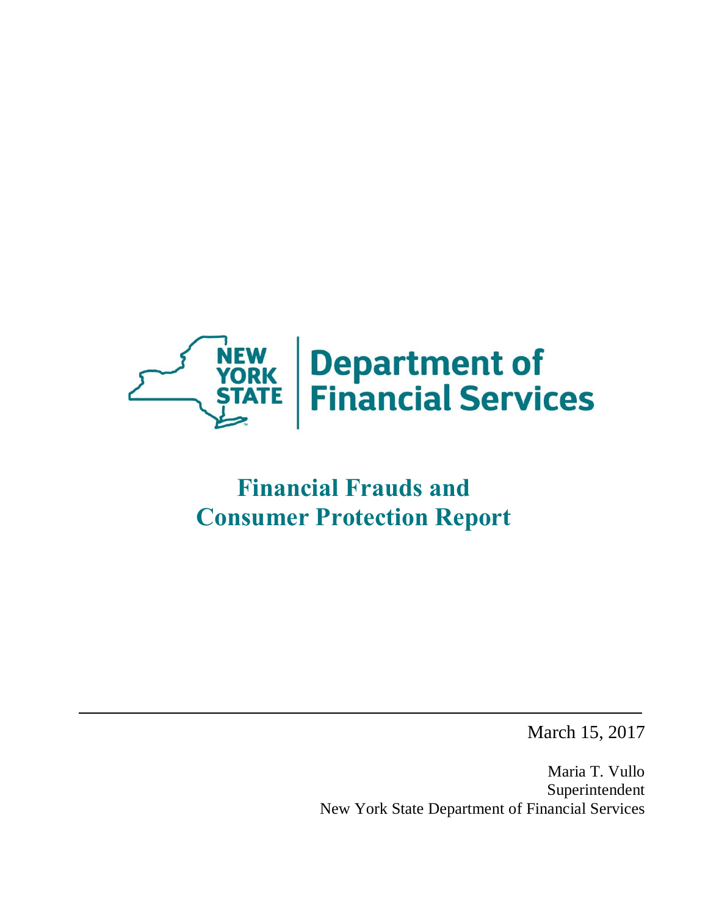NEW YORK STATE | Department of Financial Services

# Financial Frauds and Consumer Protection Report

March 15, 2017

Maria T. Vullo
Superintendent
New York State Department of Financial Services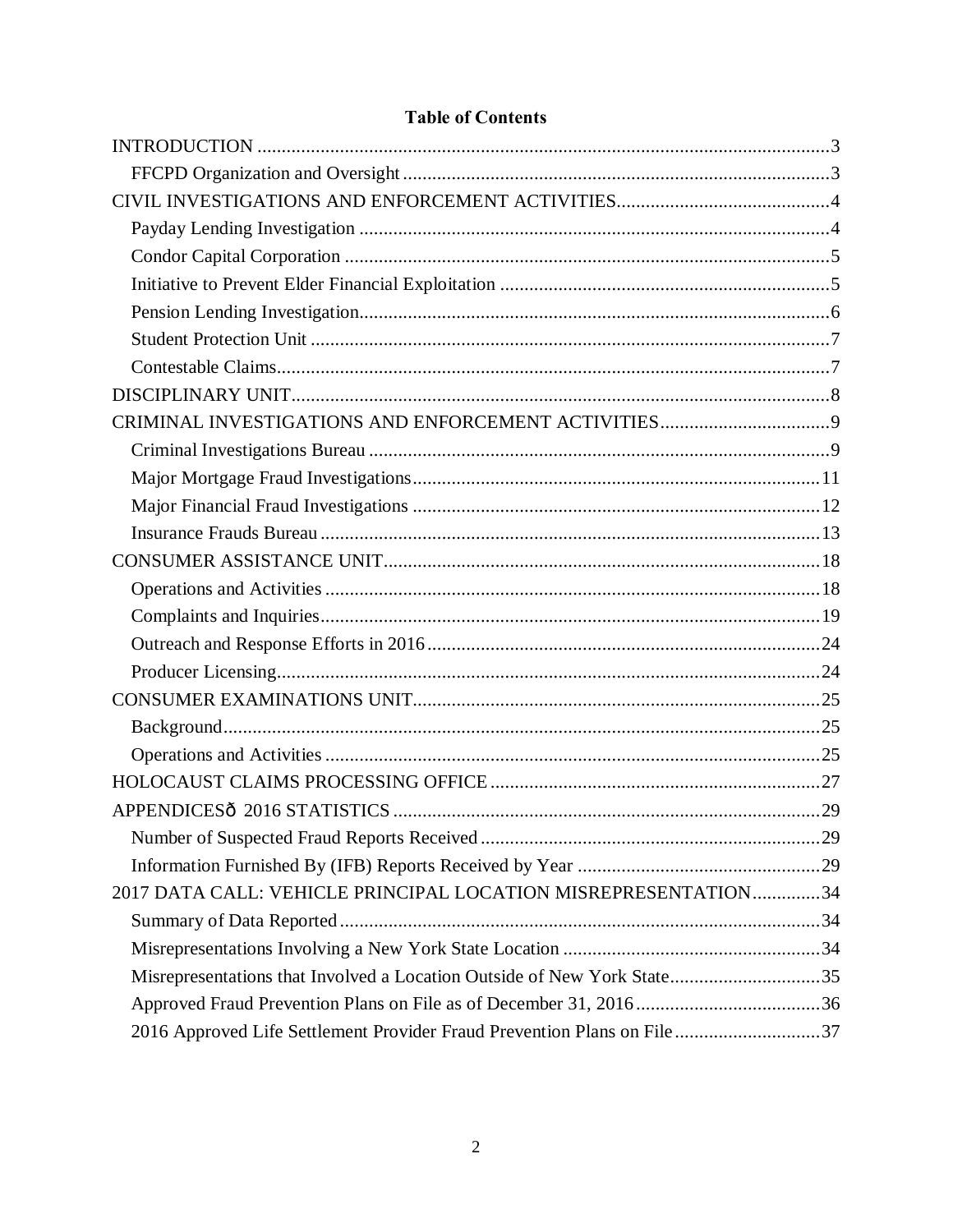**Table of Contents**

INTRODUCTION ........................................................................................................3
- FFCPD Organization and Oversight ........................................................................3

CIVIL INVESTIGATIONS AND ENFORCEMENT ACTIVITIES...........................................4
- Payday Lending Investigation ..................................................................................4
- Condor Capital Corporation .....................................................................................5
- Initiative to Prevent Elder Financial Exploitation ....................................................5
- Pension Lending Investigation..................................................................................6
- Student Protection Unit ............................................................................................7
- Contestable Claims....................................................................................................7

DISCIPLINARY UNIT....................................................................................................8

CRIMINAL INVESTIGATIONS AND ENFORCEMENT ACTIVITIES..................................9
- Criminal Investigations Bureau ................................................................................9
- Major Mortgage Fraud Investigations.....................................................................11
- Major Financial Fraud Investigations .....................................................................12
- Insurance Frauds Bureau ........................................................................................13

CONSUMER ASSISTANCE UNIT..................................................................................18
- Operations and Activities .......................................................................................18
- Complaints and Inquiries.........................................................................................19
- Outreach and Response Efforts in 2016 ..................................................................24
- Producer Licensing..................................................................................................24

CONSUMER EXAMINATIONS UNIT.............................................................................25
- Background.............................................................................................................25
- Operations and Activities .......................................................................................25

HOLOCAUST CLAIMS PROCESSING OFFICE ..............................................................27

APPENDICESð 2016 STATISTICS ...............................................................................29
- Number of Suspected Fraud Reports Received .......................................................29
- Information Furnished By (IFB) Reports Received by Year ...................................29

2017 DATA CALL: VEHICLE PRINCIPAL LOCATION MISREPRESENTATION.............34
- Summary of Data Reported ....................................................................................34
- Misrepresentations Involving a New York State Location ......................................34
- Misrepresentations that Involved a Location Outside of New York State...............35
- Approved Fraud Prevention Plans on File as of December 31, 2016.......................36
- 2016 Approved Life Settlement Provider Fraud Prevention Plans on File..............37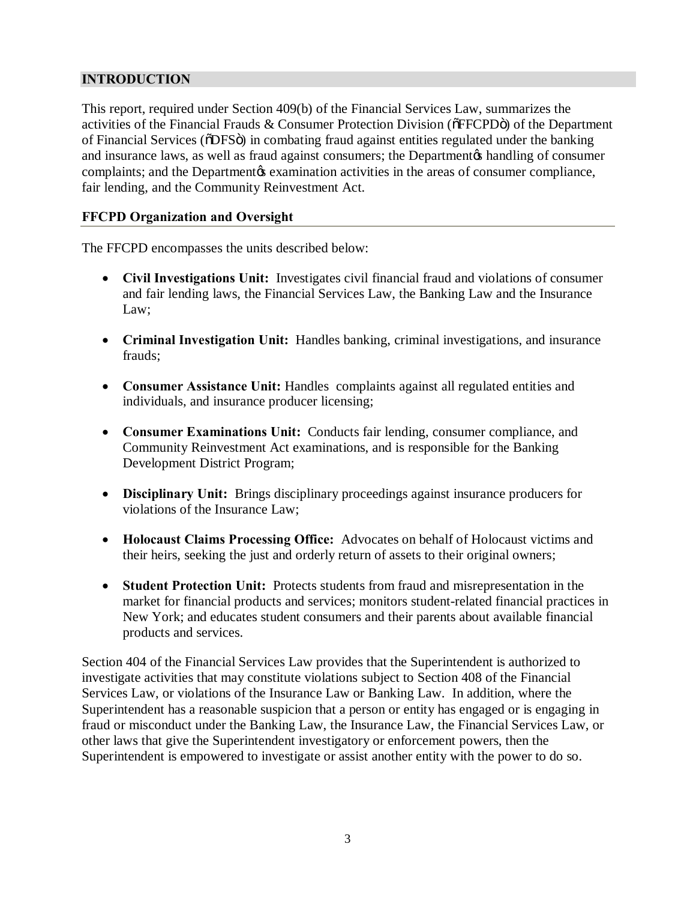## INTRODUCTION

This report, required under Section 409(b) of the Financial Services Law, summarizes the activities of the Financial Frauds & Consumer Protection Division ("FFCPD") of the Department of Financial Services ("DFS") in combating fraud against entities regulated under the banking and insurance laws, as well as fraud against consumers; the Department's handling of consumer complaints; and the Department's examination activities in the areas of consumer compliance, fair lending, and the Community Reinvestment Act.

### FFCPD Organization and Oversight

The FFCPD encompasses the units described below:

- **Civil Investigations Unit:** Investigates civil financial fraud and violations of consumer and fair lending laws, the Financial Services Law, the Banking Law and the Insurance Law;
- **Criminal Investigation Unit:** Handles banking, criminal investigations, and insurance frauds;
- **Consumer Assistance Unit:** Handles complaints against all regulated entities and individuals, and insurance producer licensing;
- **Consumer Examinations Unit:** Conducts fair lending, consumer compliance, and Community Reinvestment Act examinations, and is responsible for the Banking Development District Program;
- **Disciplinary Unit:** Brings disciplinary proceedings against insurance producers for violations of the Insurance Law;
- **Holocaust Claims Processing Office:** Advocates on behalf of Holocaust victims and their heirs, seeking the just and orderly return of assets to their original owners;
- **Student Protection Unit:** Protects students from fraud and misrepresentation in the market for financial products and services; monitors student-related financial practices in New York; and educates student consumers and their parents about available financial products and services.

Section 404 of the Financial Services Law provides that the Superintendent is authorized to investigate activities that may constitute violations subject to Section 408 of the Financial Services Law, or violations of the Insurance Law or Banking Law. In addition, where the Superintendent has a reasonable suspicion that a person or entity has engaged or is engaging in fraud or misconduct under the Banking Law, the Insurance Law, the Financial Services Law, or other laws that give the Superintendent investigatory or enforcement powers, then the Superintendent is empowered to investigate or assist another entity with the power to do so.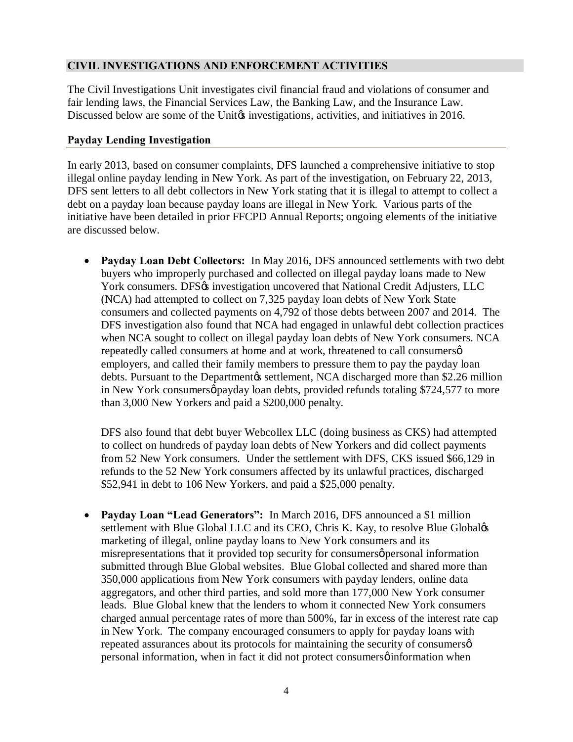## CIVIL INVESTIGATIONS AND ENFORCEMENT ACTIVITIES

The Civil Investigations Unit investigates civil financial fraud and violations of consumer and fair lending laws, the Financial Services Law, the Banking Law, and the Insurance Law. Discussed below are some of the Unit's investigations, activities, and initiatives in 2016.

### Payday Lending Investigation

In early 2013, based on consumer complaints, DFS launched a comprehensive initiative to stop illegal online payday lending in New York. As part of the investigation, on February 22, 2013, DFS sent letters to all debt collectors in New York stating that it is illegal to attempt to collect a debt on a payday loan because payday loans are illegal in New York. Various parts of the initiative have been detailed in prior FFCPD Annual Reports; ongoing elements of the initiative are discussed below.

- **Payday Loan Debt Collectors:** In May 2016, DFS announced settlements with two debt buyers who improperly purchased and collected on illegal payday loans made to New York consumers. DFS's investigation uncovered that National Credit Adjusters, LLC (NCA) had attempted to collect on 7,325 payday loan debts of New York State consumers and collected payments on 4,792 of those debts between 2007 and 2014. The DFS investigation also found that NCA had engaged in unlawful debt collection practices when NCA sought to collect on illegal payday loan debts of New York consumers. NCA repeatedly called consumers at home and at work, threatened to call consumers' employers, and called their family members to pressure them to pay the payday loan debts. Pursuant to the Department's settlement, NCA discharged more than $2.26 million in New York consumers' payday loan debts, provided refunds totaling $724,577 to more than 3,000 New Yorkers and paid a $200,000 penalty.

  DFS also found that debt buyer Webcollex LLC (doing business as CKS) had attempted to collect on hundreds of payday loan debts of New Yorkers and did collect payments from 52 New York consumers. Under the settlement with DFS, CKS issued $66,129 in refunds to the 52 New York consumers affected by its unlawful practices, discharged $52,941 in debt to 106 New Yorkers, and paid a $25,000 penalty.

- **Payday Loan "Lead Generators":** In March 2016, DFS announced a $1 million settlement with Blue Global LLC and its CEO, Chris K. Kay, to resolve Blue Global's marketing of illegal, online payday loans to New York consumers and its misrepresentations that it provided top security for consumers' personal information submitted through Blue Global websites. Blue Global collected and shared more than 350,000 applications from New York consumers with payday lenders, online data aggregators, and other third parties, and sold more than 177,000 New York consumer leads. Blue Global knew that the lenders to whom it connected New York consumers charged annual percentage rates of more than 500%, far in excess of the interest rate cap in New York. The company encouraged consumers to apply for payday loans with repeated assurances about its protocols for maintaining the security of consumers' personal information, when in fact it did not protect consumers' information when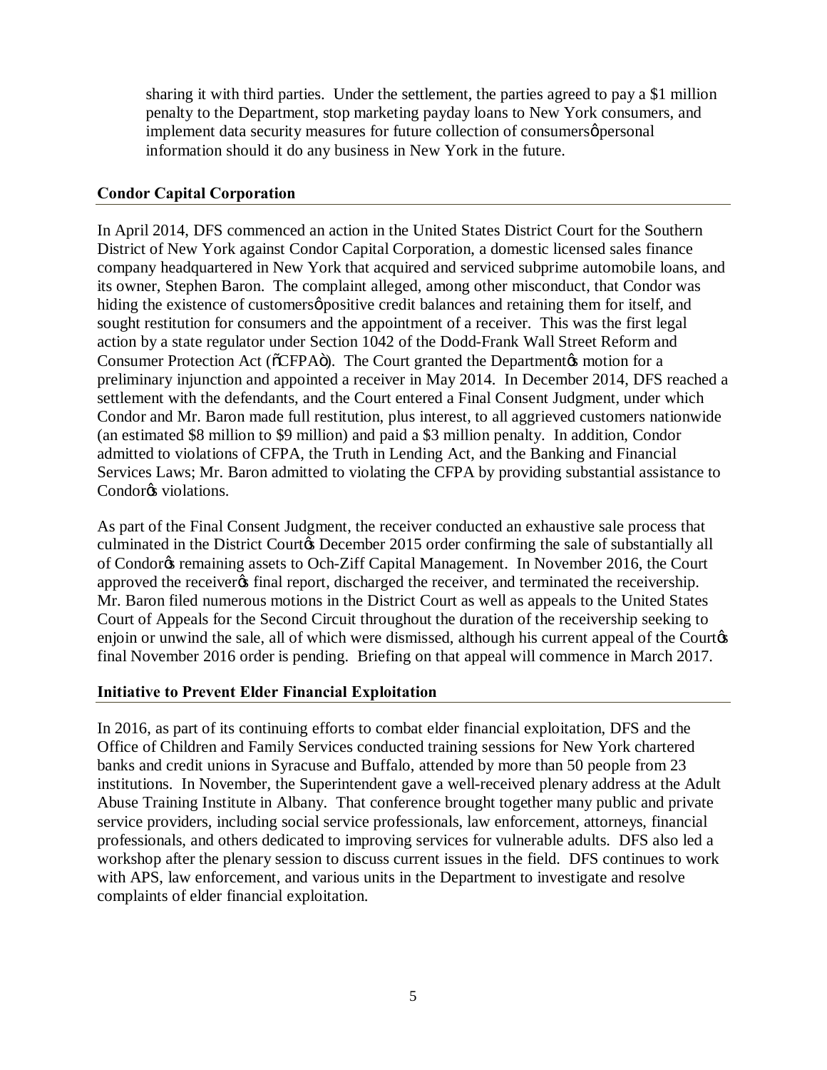sharing it with third parties. Under the settlement, the parties agreed to pay a $1 million penalty to the Department, stop marketing payday loans to New York consumers, and implement data security measures for future collection of consumers' personal information should it do any business in New York in the future.

## Condor Capital Corporation

In April 2014, DFS commenced an action in the United States District Court for the Southern District of New York against Condor Capital Corporation, a domestic licensed sales finance company headquartered in New York that acquired and serviced subprime automobile loans, and its owner, Stephen Baron. The complaint alleged, among other misconduct, that Condor was hiding the existence of customers' positive credit balances and retaining them for itself, and sought restitution for consumers and the appointment of a receiver. This was the first legal action by a state regulator under Section 1042 of the Dodd-Frank Wall Street Reform and Consumer Protection Act ("CFPA"). The Court granted the Department's motion for a preliminary injunction and appointed a receiver in May 2014. In December 2014, DFS reached a settlement with the defendants, and the Court entered a Final Consent Judgment, under which Condor and Mr. Baron made full restitution, plus interest, to all aggrieved customers nationwide (an estimated $8 million to $9 million) and paid a $3 million penalty. In addition, Condor admitted to violations of CFPA, the Truth in Lending Act, and the Banking and Financial Services Laws; Mr. Baron admitted to violating the CFPA by providing substantial assistance to Condor's violations.

As part of the Final Consent Judgment, the receiver conducted an exhaustive sale process that culminated in the District Court's December 2015 order confirming the sale of substantially all of Condor's remaining assets to Och-Ziff Capital Management. In November 2016, the Court approved the receiver's final report, discharged the receiver, and terminated the receivership. Mr. Baron filed numerous motions in the District Court as well as appeals to the United States Court of Appeals for the Second Circuit throughout the duration of the receivership seeking to enjoin or unwind the sale, all of which were dismissed, although his current appeal of the Court's final November 2016 order is pending. Briefing on that appeal will commence in March 2017.

## Initiative to Prevent Elder Financial Exploitation

In 2016, as part of its continuing efforts to combat elder financial exploitation, DFS and the Office of Children and Family Services conducted training sessions for New York chartered banks and credit unions in Syracuse and Buffalo, attended by more than 50 people from 23 institutions. In November, the Superintendent gave a well-received plenary address at the Adult Abuse Training Institute in Albany. That conference brought together many public and private service providers, including social service professionals, law enforcement, attorneys, financial professionals, and others dedicated to improving services for vulnerable adults. DFS also led a workshop after the plenary session to discuss current issues in the field. DFS continues to work with APS, law enforcement, and various units in the Department to investigate and resolve complaints of elder financial exploitation.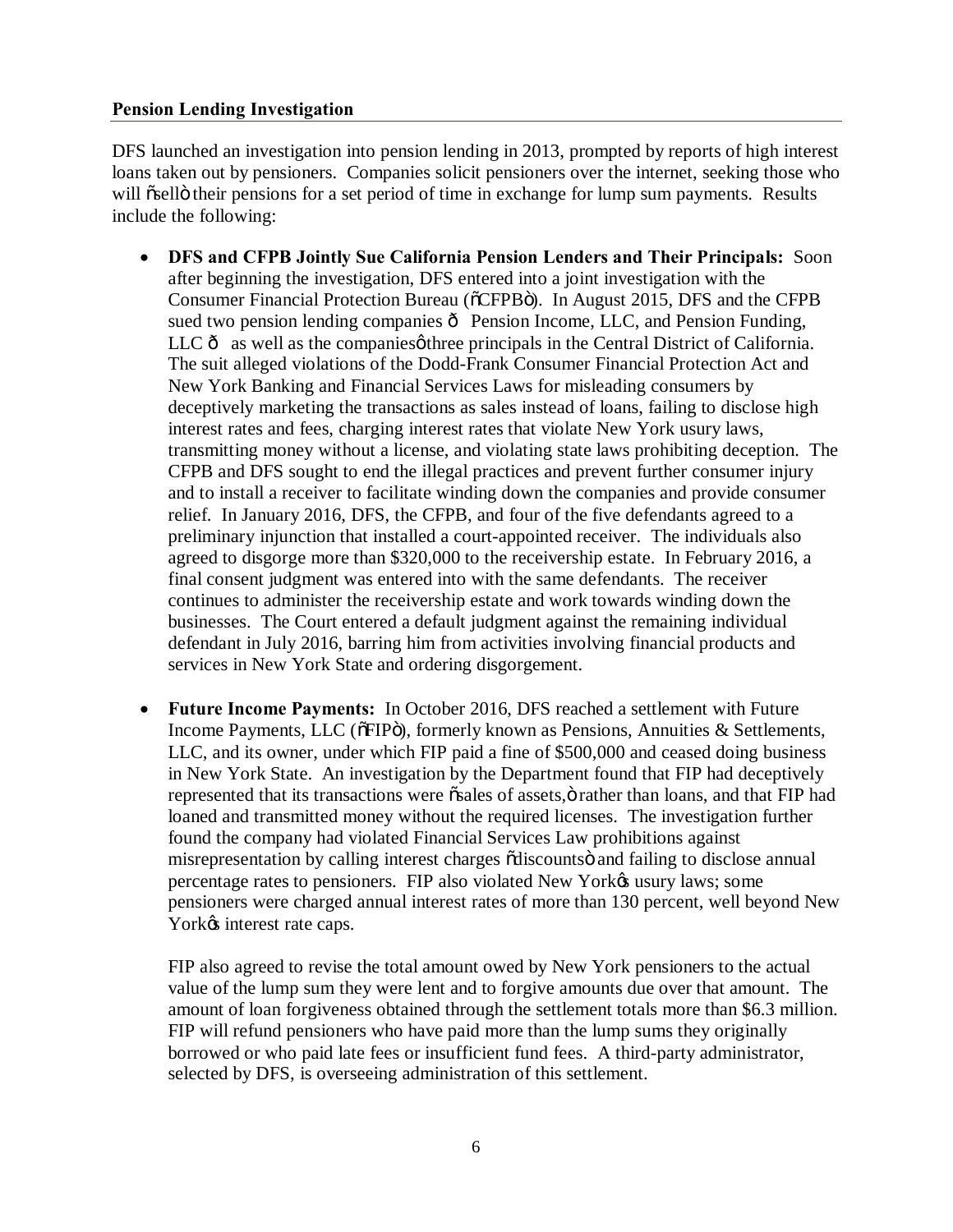**Pension Lending Investigation**

DFS launched an investigation into pension lending in 2013, prompted by reports of high interest loans taken out by pensioners. Companies solicit pensioners over the internet, seeking those who will "sell" their pensions for a set period of time in exchange for lump sum payments. Results include the following:

- **DFS and CFPB Jointly Sue California Pension Lenders and Their Principals:** Soon after beginning the investigation, DFS entered into a joint investigation with the Consumer Financial Protection Bureau ("CFPB"). In August 2015, DFS and the CFPB sued two pension lending companies – Pension Income, LLC, and Pension Funding, LLC – as well as the companies' three principals in the Central District of California. The suit alleged violations of the Dodd-Frank Consumer Financial Protection Act and New York Banking and Financial Services Laws for misleading consumers by deceptively marketing the transactions as sales instead of loans, failing to disclose high interest rates and fees, charging interest rates that violate New York usury laws, transmitting money without a license, and violating state laws prohibiting deception. The CFPB and DFS sought to end the illegal practices and prevent further consumer injury and to install a receiver to facilitate winding down the companies and provide consumer relief. In January 2016, DFS, the CFPB, and four of the five defendants agreed to a preliminary injunction that installed a court-appointed receiver. The individuals also agreed to disgorge more than $320,000 to the receivership estate. In February 2016, a final consent judgment was entered into with the same defendants. The receiver continues to administer the receivership estate and work towards winding down the businesses. The Court entered a default judgment against the remaining individual defendant in July 2016, barring him from activities involving financial products and services in New York State and ordering disgorgement.

- **Future Income Payments:** In October 2016, DFS reached a settlement with Future Income Payments, LLC ("FIP"), formerly known as Pensions, Annuities & Settlements, LLC, and its owner, under which FIP paid a fine of $500,000 and ceased doing business in New York State. An investigation by the Department found that FIP had deceptively represented that its transactions were "sales of assets," rather than loans, and that FIP had loaned and transmitted money without the required licenses. The investigation further found the company had violated Financial Services Law prohibitions against misrepresentation by calling interest charges "discounts" and failing to disclose annual percentage rates to pensioners. FIP also violated New York's usury laws; some pensioners were charged annual interest rates of more than 130 percent, well beyond New York's interest rate caps.

  FIP also agreed to revise the total amount owed by New York pensioners to the actual value of the lump sum they were lent and to forgive amounts due over that amount. The amount of loan forgiveness obtained through the settlement totals more than $6.3 million. FIP will refund pensioners who have paid more than the lump sums they originally borrowed or who paid late fees or insufficient fund fees. A third-party administrator, selected by DFS, is overseeing administration of this settlement.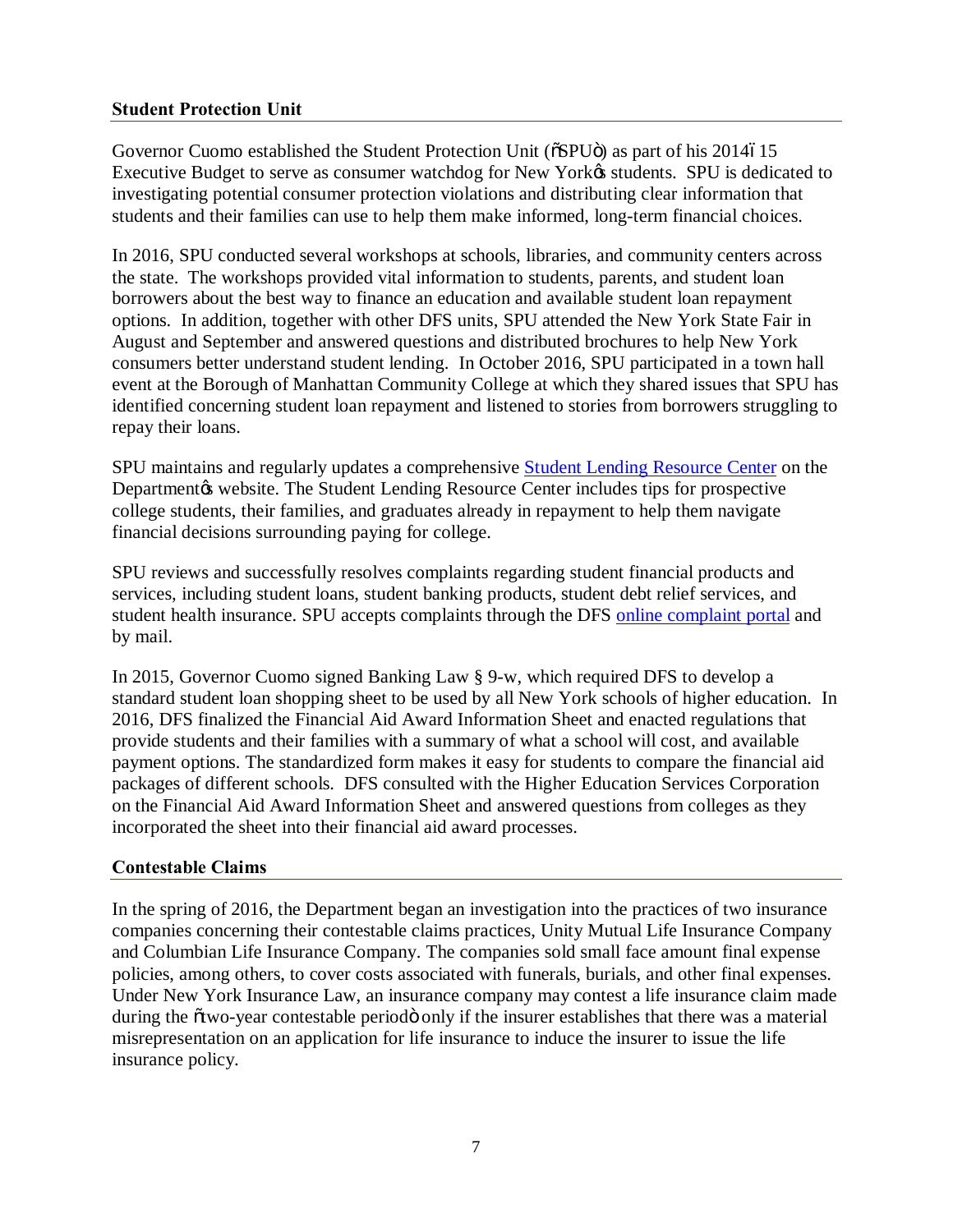**Student Protection Unit**

Governor Cuomo established the Student Protection Unit ("SPU") as part of his 2014–15 Executive Budget to serve as consumer watchdog for New York's students. SPU is dedicated to investigating potential consumer protection violations and distributing clear information that students and their families can use to help them make informed, long-term financial choices.

In 2016, SPU conducted several workshops at schools, libraries, and community centers across the state. The workshops provided vital information to students, parents, and student loan borrowers about the best way to finance an education and available student loan repayment options. In addition, together with other DFS units, SPU attended the New York State Fair in August and September and answered questions and distributed brochures to help New York consumers better understand student lending. In October 2016, SPU participated in a town hall event at the Borough of Manhattan Community College at which they shared issues that SPU has identified concerning student loan repayment and listened to stories from borrowers struggling to repay their loans.

SPU maintains and regularly updates a comprehensive Student Lending Resource Center on the Department's website. The Student Lending Resource Center includes tips for prospective college students, their families, and graduates already in repayment to help them navigate financial decisions surrounding paying for college.

SPU reviews and successfully resolves complaints regarding student financial products and services, including student loans, student banking products, student debt relief services, and student health insurance. SPU accepts complaints through the DFS online complaint portal and by mail.

In 2015, Governor Cuomo signed Banking Law § 9-w, which required DFS to develop a standard student loan shopping sheet to be used by all New York schools of higher education. In 2016, DFS finalized the Financial Aid Award Information Sheet and enacted regulations that provide students and their families with a summary of what a school will cost, and available payment options. The standardized form makes it easy for students to compare the financial aid packages of different schools. DFS consulted with the Higher Education Services Corporation on the Financial Aid Award Information Sheet and answered questions from colleges as they incorporated the sheet into their financial aid award processes.

**Contestable Claims**

In the spring of 2016, the Department began an investigation into the practices of two insurance companies concerning their contestable claims practices, Unity Mutual Life Insurance Company and Columbian Life Insurance Company. The companies sold small face amount final expense policies, among others, to cover costs associated with funerals, burials, and other final expenses. Under New York Insurance Law, an insurance company may contest a life insurance claim made during the "two-year contestable period" only if the insurer establishes that there was a material misrepresentation on an application for life insurance to induce the insurer to issue the life insurance policy.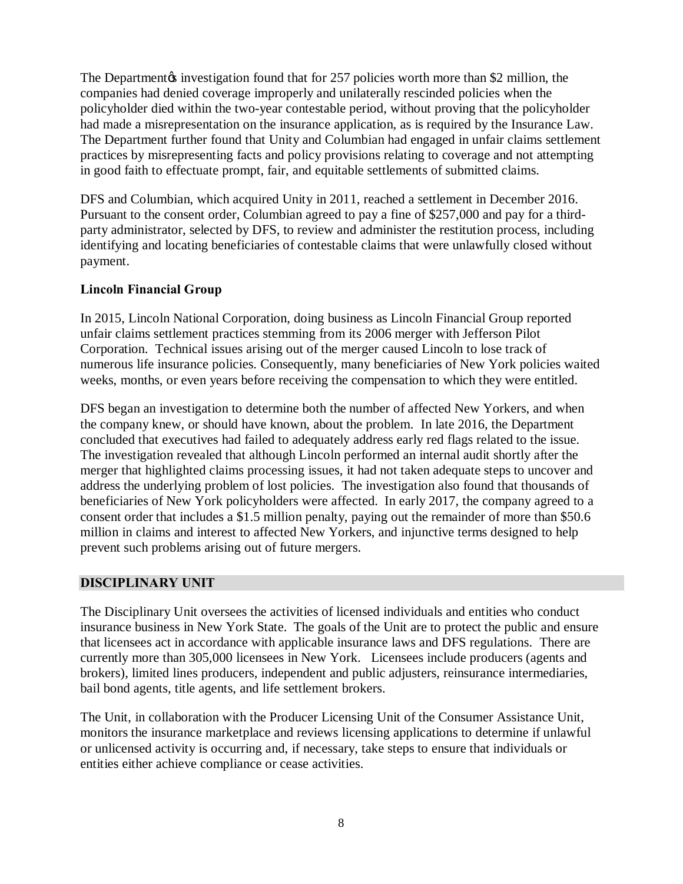The Department's investigation found that for 257 policies worth more than $2 million, the companies had denied coverage improperly and unilaterally rescinded policies when the policyholder died within the two-year contestable period, without proving that the policyholder had made a misrepresentation on the insurance application, as is required by the Insurance Law. The Department further found that Unity and Columbian had engaged in unfair claims settlement practices by misrepresenting facts and policy provisions relating to coverage and not attempting in good faith to effectuate prompt, fair, and equitable settlements of submitted claims.

DFS and Columbian, which acquired Unity in 2011, reached a settlement in December 2016. Pursuant to the consent order, Columbian agreed to pay a fine of $257,000 and pay for a third-party administrator, selected by DFS, to review and administer the restitution process, including identifying and locating beneficiaries of contestable claims that were unlawfully closed without payment.

**Lincoln Financial Group**

In 2015, Lincoln National Corporation, doing business as Lincoln Financial Group reported unfair claims settlement practices stemming from its 2006 merger with Jefferson Pilot Corporation. Technical issues arising out of the merger caused Lincoln to lose track of numerous life insurance policies. Consequently, many beneficiaries of New York policies waited weeks, months, or even years before receiving the compensation to which they were entitled.

DFS began an investigation to determine both the number of affected New Yorkers, and when the company knew, or should have known, about the problem. In late 2016, the Department concluded that executives had failed to adequately address early red flags related to the issue. The investigation revealed that although Lincoln performed an internal audit shortly after the merger that highlighted claims processing issues, it had not taken adequate steps to uncover and address the underlying problem of lost policies. The investigation also found that thousands of beneficiaries of New York policyholders were affected. In early 2017, the company agreed to a consent order that includes a $1.5 million penalty, paying out the remainder of more than $50.6 million in claims and interest to affected New Yorkers, and injunctive terms designed to help prevent such problems arising out of future mergers.

## DISCIPLINARY UNIT

The Disciplinary Unit oversees the activities of licensed individuals and entities who conduct insurance business in New York State. The goals of the Unit are to protect the public and ensure that licensees act in accordance with applicable insurance laws and DFS regulations. There are currently more than 305,000 licensees in New York. Licensees include producers (agents and brokers), limited lines producers, independent and public adjusters, reinsurance intermediaries, bail bond agents, title agents, and life settlement brokers.

The Unit, in collaboration with the Producer Licensing Unit of the Consumer Assistance Unit, monitors the insurance marketplace and reviews licensing applications to determine if unlawful or unlicensed activity is occurring and, if necessary, take steps to ensure that individuals or entities either achieve compliance or cease activities.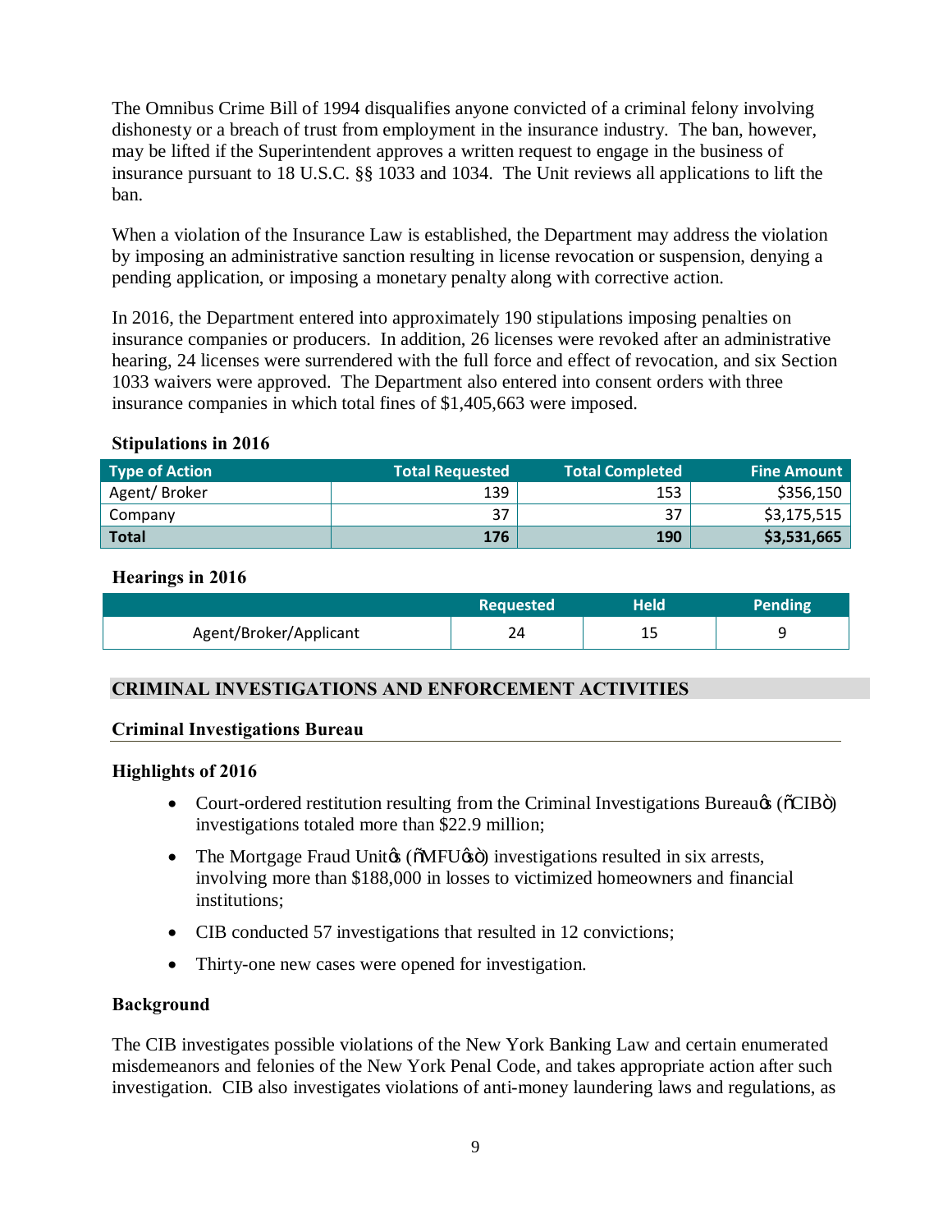The Omnibus Crime Bill of 1994 disqualifies anyone convicted of a criminal felony involving dishonesty or a breach of trust from employment in the insurance industry. The ban, however, may be lifted if the Superintendent approves a written request to engage in the business of insurance pursuant to 18 U.S.C. §§ 1033 and 1034. The Unit reviews all applications to lift the ban.

When a violation of the Insurance Law is established, the Department may address the violation by imposing an administrative sanction resulting in license revocation or suspension, denying a pending application, or imposing a monetary penalty along with corrective action.

In 2016, the Department entered into approximately 190 stipulations imposing penalties on insurance companies or producers. In addition, 26 licenses were revoked after an administrative hearing, 24 licenses were surrendered with the full force and effect of revocation, and six Section 1033 waivers were approved. The Department also entered into consent orders with three insurance companies in which total fines of $1,405,663 were imposed.

**Stipulations in 2016**

| Type of Action | Total Requested | Total Completed | Fine Amount |
|---|---|---|---|
| Agent/ Broker | 139 | 153 | $356,150 |
| Company | 37 | 37 | $3,175,515 |
| **Total** | **176** | **190** | **$3,531,665** |

**Hearings in 2016**

| | Requested | Held | Pending |
|---|---|---|---|
| Agent/Broker/Applicant | 24 | 15 | 9 |

## CRIMINAL INVESTIGATIONS AND ENFORCEMENT ACTIVITIES

### Criminal Investigations Bureau

**Highlights of 2016**

- Court-ordered restitution resulting from the Criminal Investigations Bureau's ("CIB") investigations totaled more than $22.9 million;
- The Mortgage Fraud Unit's ("MFU's") investigations resulted in six arrests, involving more than $188,000 in losses to victimized homeowners and financial institutions;
- CIB conducted 57 investigations that resulted in 12 convictions;
- Thirty-one new cases were opened for investigation.

**Background**

The CIB investigates possible violations of the New York Banking Law and certain enumerated misdemeanors and felonies of the New York Penal Code, and takes appropriate action after such investigation. CIB also investigates violations of anti-money laundering laws and regulations, as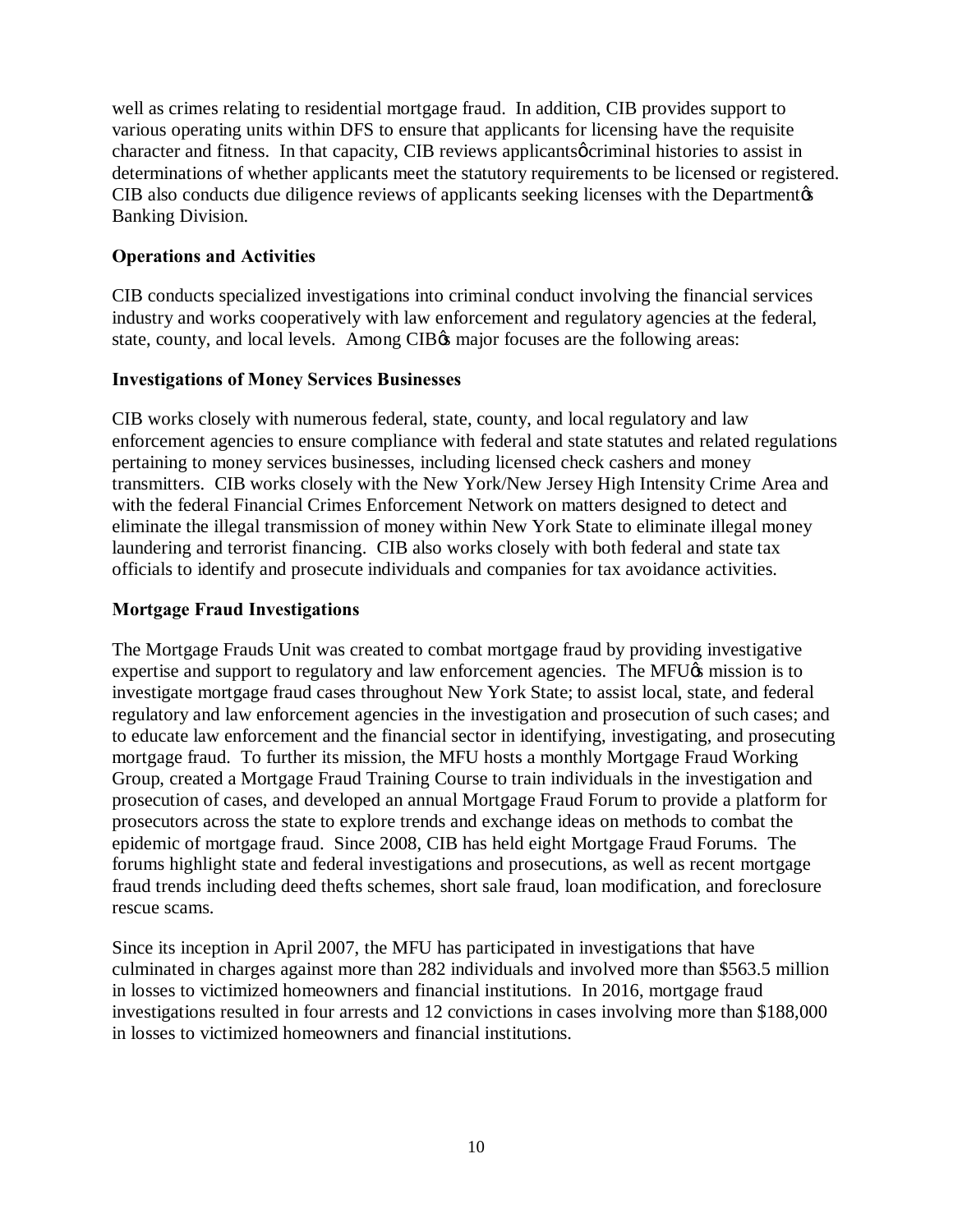well as crimes relating to residential mortgage fraud. In addition, CIB provides support to various operating units within DFS to ensure that applicants for licensing have the requisite character and fitness. In that capacity, CIB reviews applicants' criminal histories to assist in determinations of whether applicants meet the statutory requirements to be licensed or registered. CIB also conducts due diligence reviews of applicants seeking licenses with the Department's Banking Division.

**Operations and Activities**

CIB conducts specialized investigations into criminal conduct involving the financial services industry and works cooperatively with law enforcement and regulatory agencies at the federal, state, county, and local levels. Among CIB's major focuses are the following areas:

**Investigations of Money Services Businesses**

CIB works closely with numerous federal, state, county, and local regulatory and law enforcement agencies to ensure compliance with federal and state statutes and related regulations pertaining to money services businesses, including licensed check cashers and money transmitters. CIB works closely with the New York/New Jersey High Intensity Crime Area and with the federal Financial Crimes Enforcement Network on matters designed to detect and eliminate the illegal transmission of money within New York State to eliminate illegal money laundering and terrorist financing. CIB also works closely with both federal and state tax officials to identify and prosecute individuals and companies for tax avoidance activities.

**Mortgage Fraud Investigations**

The Mortgage Frauds Unit was created to combat mortgage fraud by providing investigative expertise and support to regulatory and law enforcement agencies. The MFU's mission is to investigate mortgage fraud cases throughout New York State; to assist local, state, and federal regulatory and law enforcement agencies in the investigation and prosecution of such cases; and to educate law enforcement and the financial sector in identifying, investigating, and prosecuting mortgage fraud. To further its mission, the MFU hosts a monthly Mortgage Fraud Working Group, created a Mortgage Fraud Training Course to train individuals in the investigation and prosecution of cases, and developed an annual Mortgage Fraud Forum to provide a platform for prosecutors across the state to explore trends and exchange ideas on methods to combat the epidemic of mortgage fraud. Since 2008, CIB has held eight Mortgage Fraud Forums. The forums highlight state and federal investigations and prosecutions, as well as recent mortgage fraud trends including deed thefts schemes, short sale fraud, loan modification, and foreclosure rescue scams.

Since its inception in April 2007, the MFU has participated in investigations that have culminated in charges against more than 282 individuals and involved more than $563.5 million in losses to victimized homeowners and financial institutions. In 2016, mortgage fraud investigations resulted in four arrests and 12 convictions in cases involving more than $188,000 in losses to victimized homeowners and financial institutions.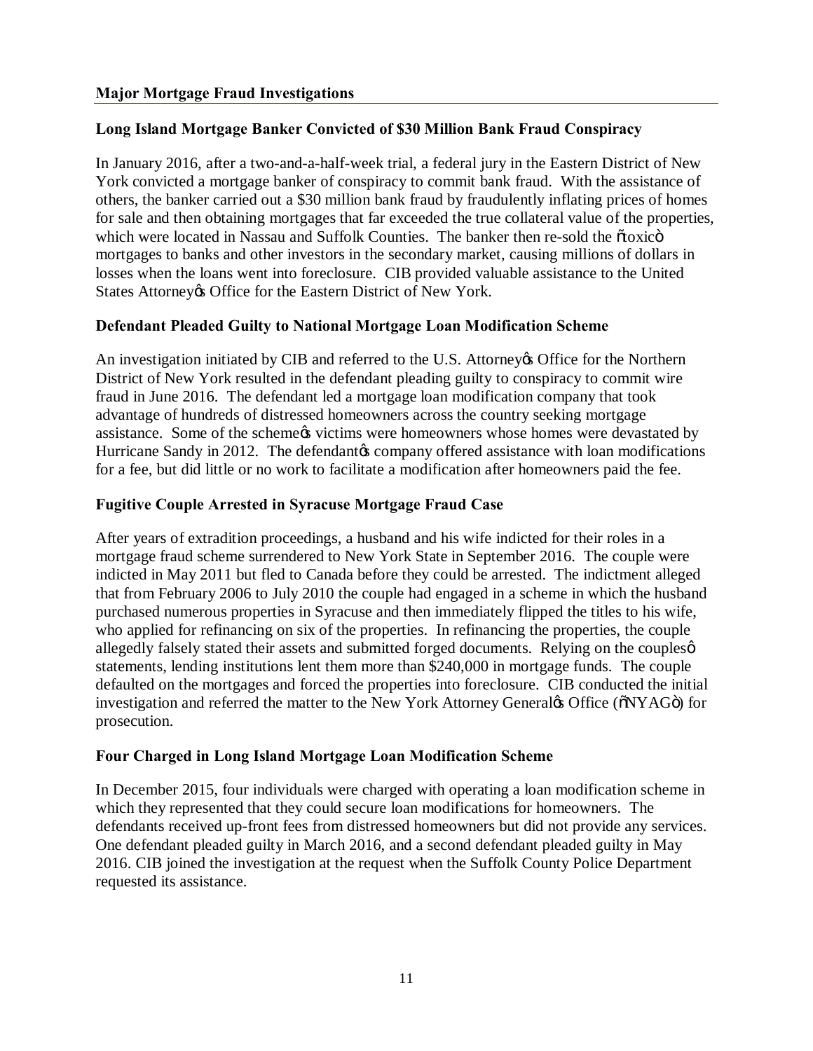## Major Mortgage Fraud Investigations

### Long Island Mortgage Banker Convicted of $30 Million Bank Fraud Conspiracy

In January 2016, after a two-and-a-half-week trial, a federal jury in the Eastern District of New York convicted a mortgage banker of conspiracy to commit bank fraud. With the assistance of others, the banker carried out a $30 million bank fraud by fraudulently inflating prices of homes for sale and then obtaining mortgages that far exceeded the true collateral value of the properties, which were located in Nassau and Suffolk Counties. The banker then re-sold the "toxic" mortgages to banks and other investors in the secondary market, causing millions of dollars in losses when the loans went into foreclosure. CIB provided valuable assistance to the United States Attorney's Office for the Eastern District of New York.

### Defendant Pleaded Guilty to National Mortgage Loan Modification Scheme

An investigation initiated by CIB and referred to the U.S. Attorney's Office for the Northern District of New York resulted in the defendant pleading guilty to conspiracy to commit wire fraud in June 2016. The defendant led a mortgage loan modification company that took advantage of hundreds of distressed homeowners across the country seeking mortgage assistance. Some of the scheme's victims were homeowners whose homes were devastated by Hurricane Sandy in 2012. The defendant's company offered assistance with loan modifications for a fee, but did little or no work to facilitate a modification after homeowners paid the fee.

### Fugitive Couple Arrested in Syracuse Mortgage Fraud Case

After years of extradition proceedings, a husband and his wife indicted for their roles in a mortgage fraud scheme surrendered to New York State in September 2016. The couple were indicted in May 2011 but fled to Canada before they could be arrested. The indictment alleged that from February 2006 to July 2010 the couple had engaged in a scheme in which the husband purchased numerous properties in Syracuse and then immediately flipped the titles to his wife, who applied for refinancing on six of the properties. In refinancing the properties, the couple allegedly falsely stated their assets and submitted forged documents. Relying on the couples' statements, lending institutions lent them more than $240,000 in mortgage funds. The couple defaulted on the mortgages and forced the properties into foreclosure. CIB conducted the initial investigation and referred the matter to the New York Attorney General's Office ("NYAG") for prosecution.

### Four Charged in Long Island Mortgage Loan Modification Scheme

In December 2015, four individuals were charged with operating a loan modification scheme in which they represented that they could secure loan modifications for homeowners. The defendants received up-front fees from distressed homeowners but did not provide any services. One defendant pleaded guilty in March 2016, and a second defendant pleaded guilty in May 2016. CIB joined the investigation at the request when the Suffolk County Police Department requested its assistance.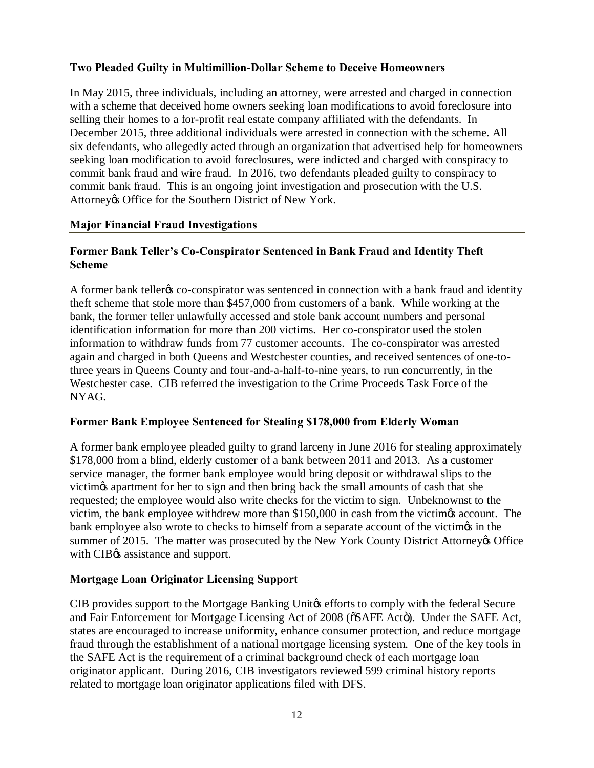### Two Pleaded Guilty in Multimillion-Dollar Scheme to Deceive Homeowners

In May 2015, three individuals, including an attorney, were arrested and charged in connection with a scheme that deceived home owners seeking loan modifications to avoid foreclosure into selling their homes to a for-profit real estate company affiliated with the defendants. In December 2015, three additional individuals were arrested in connection with the scheme. All six defendants, who allegedly acted through an organization that advertised help for homeowners seeking loan modification to avoid foreclosures, were indicted and charged with conspiracy to commit bank fraud and wire fraud. In 2016, two defendants pleaded guilty to conspiracy to commit bank fraud. This is an ongoing joint investigation and prosecution with the U.S. Attorney's Office for the Southern District of New York.

## Major Financial Fraud Investigations

### Former Bank Teller's Co-Conspirator Sentenced in Bank Fraud and Identity Theft Scheme

A former bank teller's co-conspirator was sentenced in connection with a bank fraud and identity theft scheme that stole more than $457,000 from customers of a bank. While working at the bank, the former teller unlawfully accessed and stole bank account numbers and personal identification information for more than 200 victims. Her co-conspirator used the stolen information to withdraw funds from 77 customer accounts. The co-conspirator was arrested again and charged in both Queens and Westchester counties, and received sentences of one-to-three years in Queens County and four-and-a-half-to-nine years, to run concurrently, in the Westchester case. CIB referred the investigation to the Crime Proceeds Task Force of the NYAG.

### Former Bank Employee Sentenced for Stealing $178,000 from Elderly Woman

A former bank employee pleaded guilty to grand larceny in June 2016 for stealing approximately $178,000 from a blind, elderly customer of a bank between 2011 and 2013. As a customer service manager, the former bank employee would bring deposit or withdrawal slips to the victim's apartment for her to sign and then bring back the small amounts of cash that she requested; the employee would also write checks for the victim to sign. Unbeknownst to the victim, the bank employee withdrew more than $150,000 in cash from the victim's account. The bank employee also wrote to checks to himself from a separate account of the victim's in the summer of 2015. The matter was prosecuted by the New York County District Attorney's Office with CIB's assistance and support.

### Mortgage Loan Originator Licensing Support

CIB provides support to the Mortgage Banking Unit's efforts to comply with the federal Secure and Fair Enforcement for Mortgage Licensing Act of 2008 ("SAFE Act"). Under the SAFE Act, states are encouraged to increase uniformity, enhance consumer protection, and reduce mortgage fraud through the establishment of a national mortgage licensing system. One of the key tools in the SAFE Act is the requirement of a criminal background check of each mortgage loan originator applicant. During 2016, CIB investigators reviewed 599 criminal history reports related to mortgage loan originator applications filed with DFS.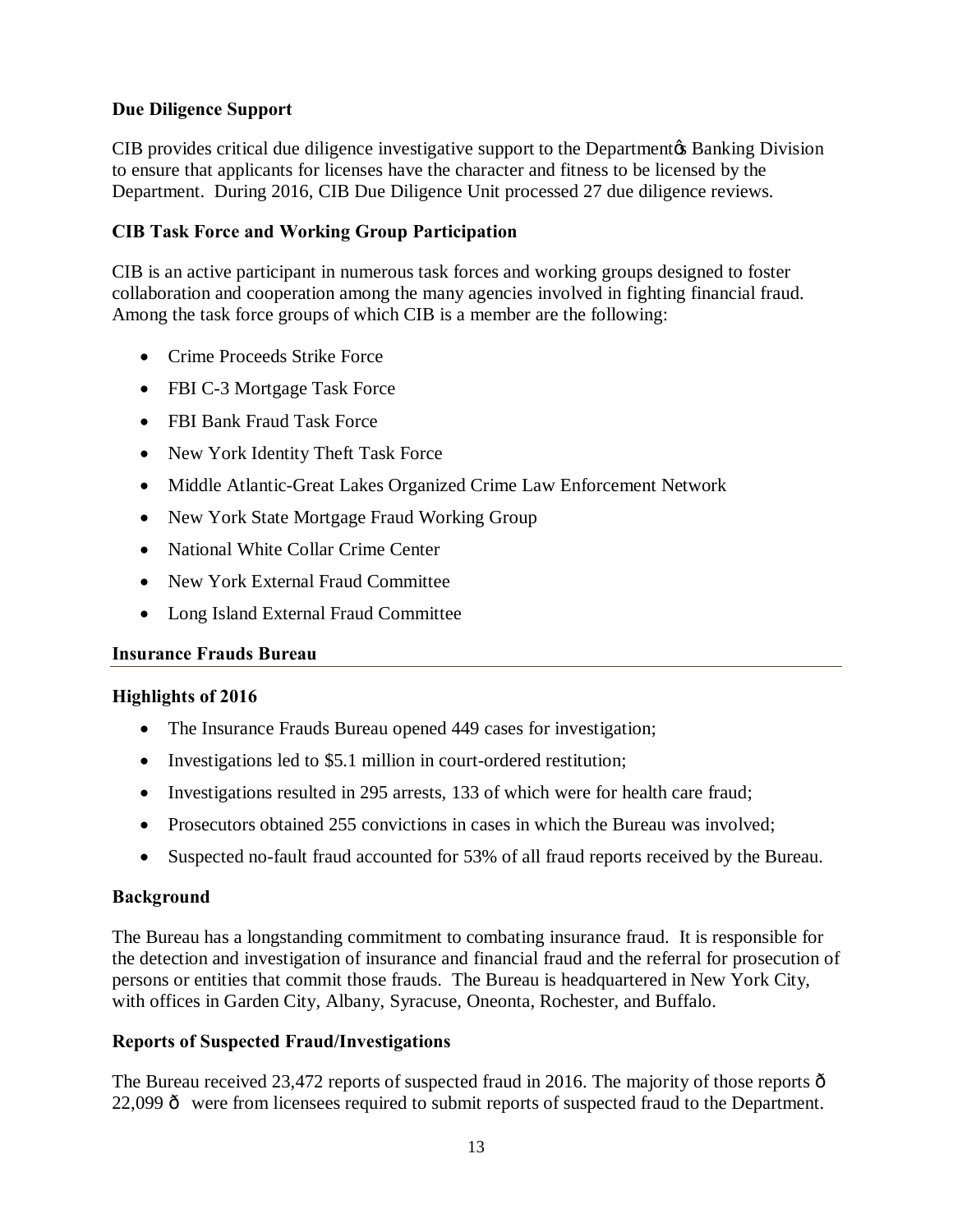**Due Diligence Support**

CIB provides critical due diligence investigative support to the Departmentøs Banking Division to ensure that applicants for licenses have the character and fitness to be licensed by the Department. During 2016, CIB Due Diligence Unit processed 27 due diligence reviews.

**CIB Task Force and Working Group Participation**

CIB is an active participant in numerous task forces and working groups designed to foster collaboration and cooperation among the many agencies involved in fighting financial fraud. Among the task force groups of which CIB is a member are the following:

- Crime Proceeds Strike Force
- FBI C-3 Mortgage Task Force
- FBI Bank Fraud Task Force
- New York Identity Theft Task Force
- Middle Atlantic-Great Lakes Organized Crime Law Enforcement Network
- New York State Mortgage Fraud Working Group
- National White Collar Crime Center
- New York External Fraud Committee
- Long Island External Fraud Committee

## Insurance Frauds Bureau

**Highlights of 2016**

- The Insurance Frauds Bureau opened 449 cases for investigation;
- Investigations led to $5.1 million in court-ordered restitution;
- Investigations resulted in 295 arrests, 133 of which were for health care fraud;
- Prosecutors obtained 255 convictions in cases in which the Bureau was involved;
- Suspected no-fault fraud accounted for 53% of all fraud reports received by the Bureau.

**Background**

The Bureau has a longstanding commitment to combating insurance fraud. It is responsible for the detection and investigation of insurance and financial fraud and the referral for prosecution of persons or entities that commit those frauds. The Bureau is headquartered in New York City, with offices in Garden City, Albany, Syracuse, Oneonta, Rochester, and Buffalo.

**Reports of Suspected Fraud/Investigations**

The Bureau received 23,472 reports of suspected fraud in 2016. The majority of those reports ô 22,099 ô were from licensees required to submit reports of suspected fraud to the Department.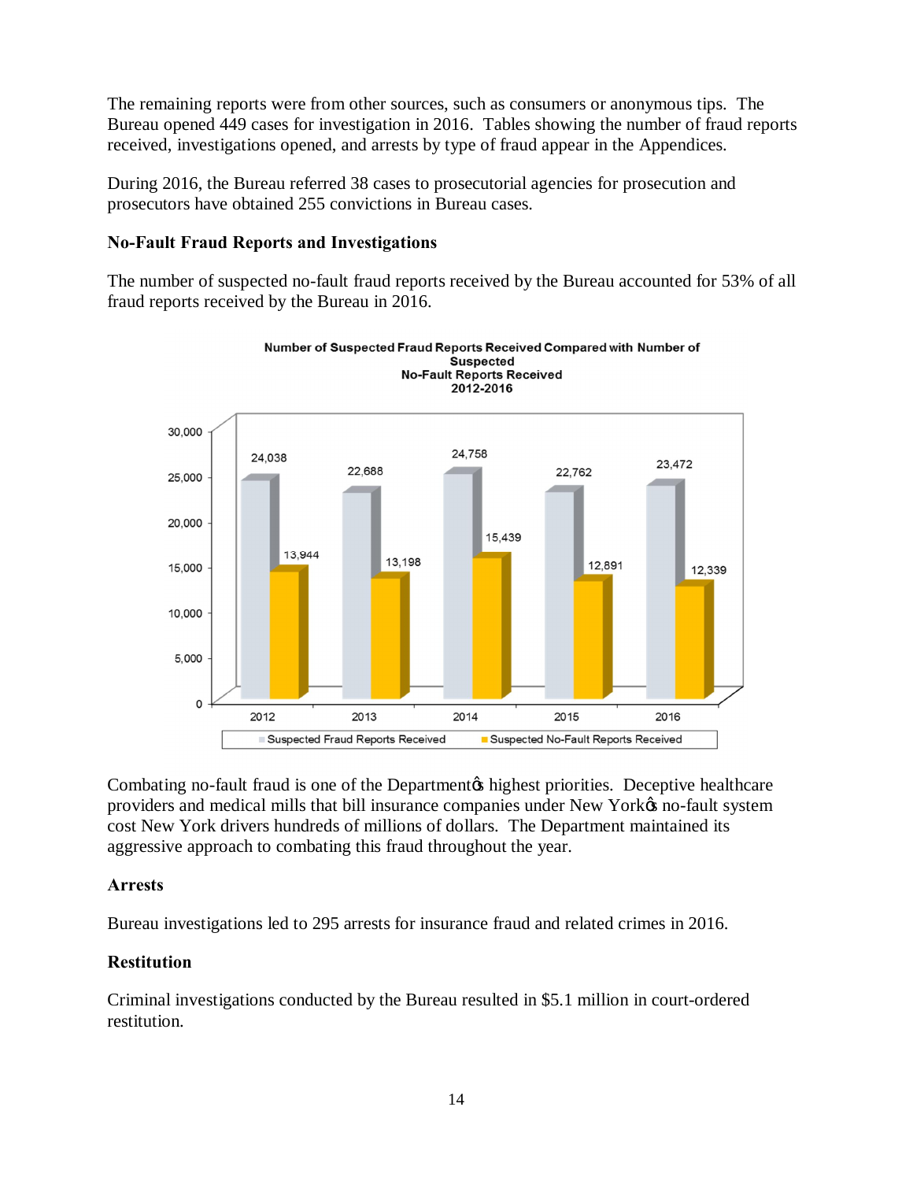The remaining reports were from other sources, such as consumers or anonymous tips. The Bureau opened 449 cases for investigation in 2016. Tables showing the number of fraud reports received, investigations opened, and arrests by type of fraud appear in the Appendices.

During 2016, the Bureau referred 38 cases to prosecutorial agencies for prosecution and prosecutors have obtained 255 convictions in Bureau cases.

**No-Fault Fraud Reports and Investigations**

The number of suspected no-fault fraud reports received by the Bureau accounted for 53% of all fraud reports received by the Bureau in 2016.

**Number of Suspected Fraud Reports Received Compared with Number of Suspected No-Fault Reports Received 2012-2016**

30,000
25,000
20,000
15,000
10,000
5,000
0

2012: 24,038 / 13,944
2013: 22,688 / 13,198
2014: 24,758 / 15,439
2015: 22,762 / 12,891
2016: 23,472 / 12,339

Suspected Fraud Reports Received
Suspected No-Fault Reports Received

Combating no-fault fraud is one of the Department's highest priorities. Deceptive healthcare providers and medical mills that bill insurance companies under New York's no-fault system cost New York drivers hundreds of millions of dollars. The Department maintained its aggressive approach to combating this fraud throughout the year.

**Arrests**

Bureau investigations led to 295 arrests for insurance fraud and related crimes in 2016.

**Restitution**

Criminal investigations conducted by the Bureau resulted in $5.1 million in court-ordered restitution.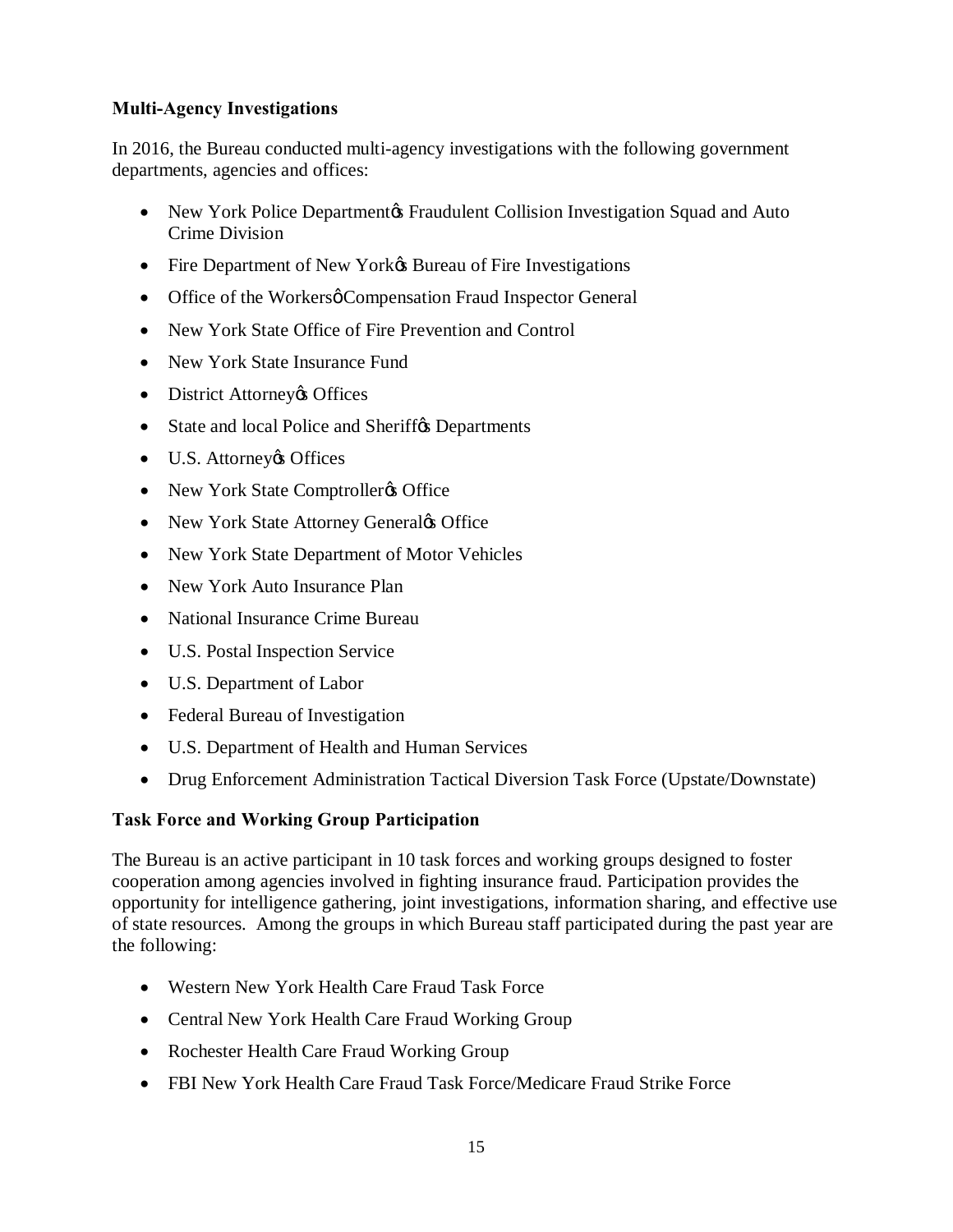**Multi-Agency Investigations**

In 2016, the Bureau conducted multi-agency investigations with the following government departments, agencies and offices:

- New York Police Department's Fraudulent Collision Investigation Squad and Auto Crime Division
- Fire Department of New York's Bureau of Fire Investigations
- Office of the Workers' Compensation Fraud Inspector General
- New York State Office of Fire Prevention and Control
- New York State Insurance Fund
- District Attorney's Offices
- State and local Police and Sheriff's Departments
- U.S. Attorney's Offices
- New York State Comptroller's Office
- New York State Attorney General's Office
- New York State Department of Motor Vehicles
- New York Auto Insurance Plan
- National Insurance Crime Bureau
- U.S. Postal Inspection Service
- U.S. Department of Labor
- Federal Bureau of Investigation
- U.S. Department of Health and Human Services
- Drug Enforcement Administration Tactical Diversion Task Force (Upstate/Downstate)

**Task Force and Working Group Participation**

The Bureau is an active participant in 10 task forces and working groups designed to foster cooperation among agencies involved in fighting insurance fraud. Participation provides the opportunity for intelligence gathering, joint investigations, information sharing, and effective use of state resources. Among the groups in which Bureau staff participated during the past year are the following:

- Western New York Health Care Fraud Task Force
- Central New York Health Care Fraud Working Group
- Rochester Health Care Fraud Working Group
- FBI New York Health Care Fraud Task Force/Medicare Fraud Strike Force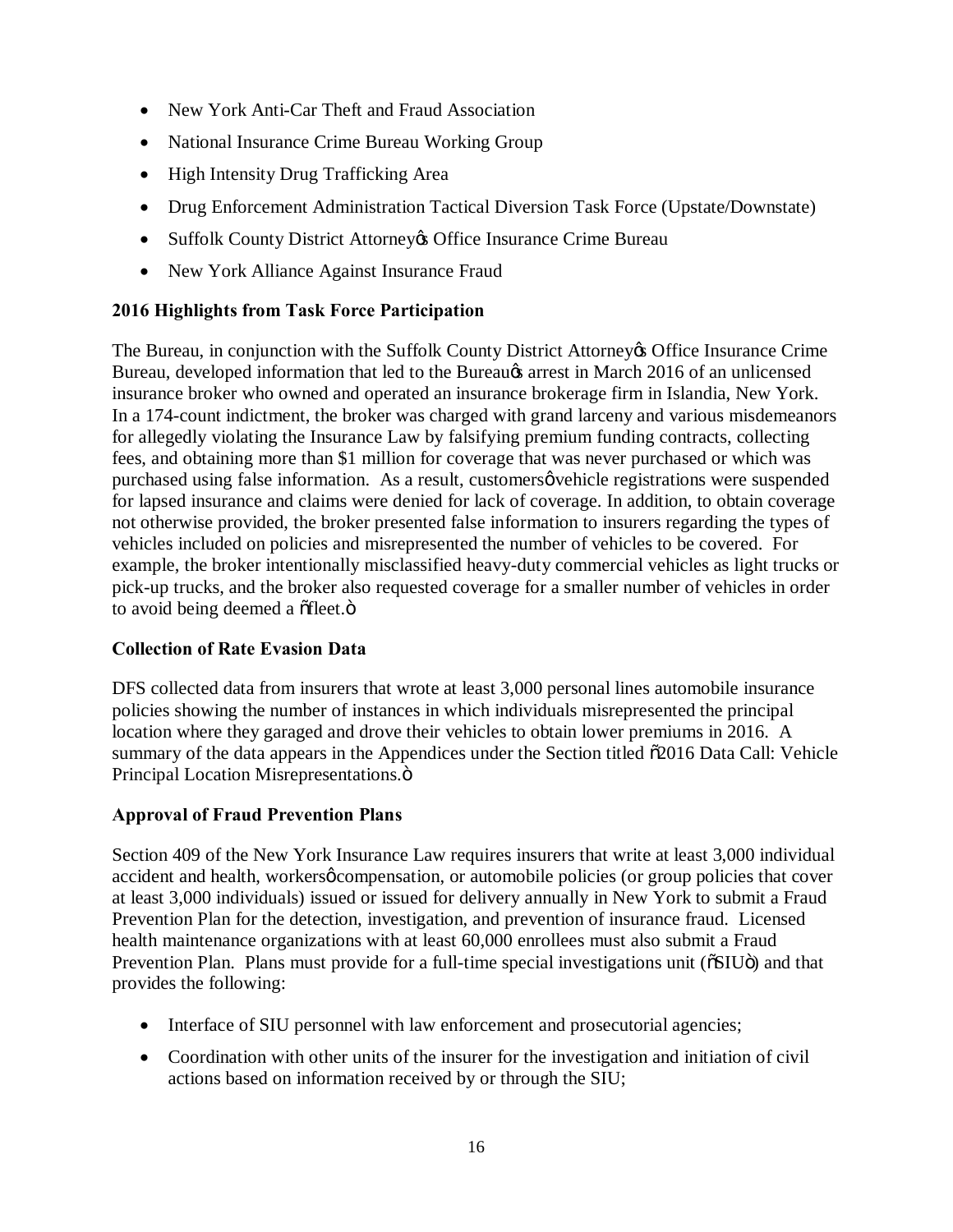- New York Anti-Car Theft and Fraud Association
- National Insurance Crime Bureau Working Group
- High Intensity Drug Trafficking Area
- Drug Enforcement Administration Tactical Diversion Task Force (Upstate/Downstate)
- Suffolk County District Attorney's Office Insurance Crime Bureau
- New York Alliance Against Insurance Fraud

**2016 Highlights from Task Force Participation**

The Bureau, in conjunction with the Suffolk County District Attorney's Office Insurance Crime Bureau, developed information that led to the Bureau's arrest in March 2016 of an unlicensed insurance broker who owned and operated an insurance brokerage firm in Islandia, New York. In a 174-count indictment, the broker was charged with grand larceny and various misdemeanors for allegedly violating the Insurance Law by falsifying premium funding contracts, collecting fees, and obtaining more than $1 million for coverage that was never purchased or which was purchased using false information. As a result, customers' vehicle registrations were suspended for lapsed insurance and claims were denied for lack of coverage. In addition, to obtain coverage not otherwise provided, the broker presented false information to insurers regarding the types of vehicles included on policies and misrepresented the number of vehicles to be covered. For example, the broker intentionally misclassified heavy-duty commercial vehicles as light trucks or pick-up trucks, and the broker also requested coverage for a smaller number of vehicles in order to avoid being deemed a "fleet."

**Collection of Rate Evasion Data**

DFS collected data from insurers that wrote at least 3,000 personal lines automobile insurance policies showing the number of instances in which individuals misrepresented the principal location where they garaged and drove their vehicles to obtain lower premiums in 2016. A summary of the data appears in the Appendices under the Section titled "2016 Data Call: Vehicle Principal Location Misrepresentations."

**Approval of Fraud Prevention Plans**

Section 409 of the New York Insurance Law requires insurers that write at least 3,000 individual accident and health, workers' compensation, or automobile policies (or group policies that cover at least 3,000 individuals) issued or issued for delivery annually in New York to submit a Fraud Prevention Plan for the detection, investigation, and prevention of insurance fraud. Licensed health maintenance organizations with at least 60,000 enrollees must also submit a Fraud Prevention Plan. Plans must provide for a full-time special investigations unit ("SIU") and that provides the following:

- Interface of SIU personnel with law enforcement and prosecutorial agencies;
- Coordination with other units of the insurer for the investigation and initiation of civil actions based on information received by or through the SIU;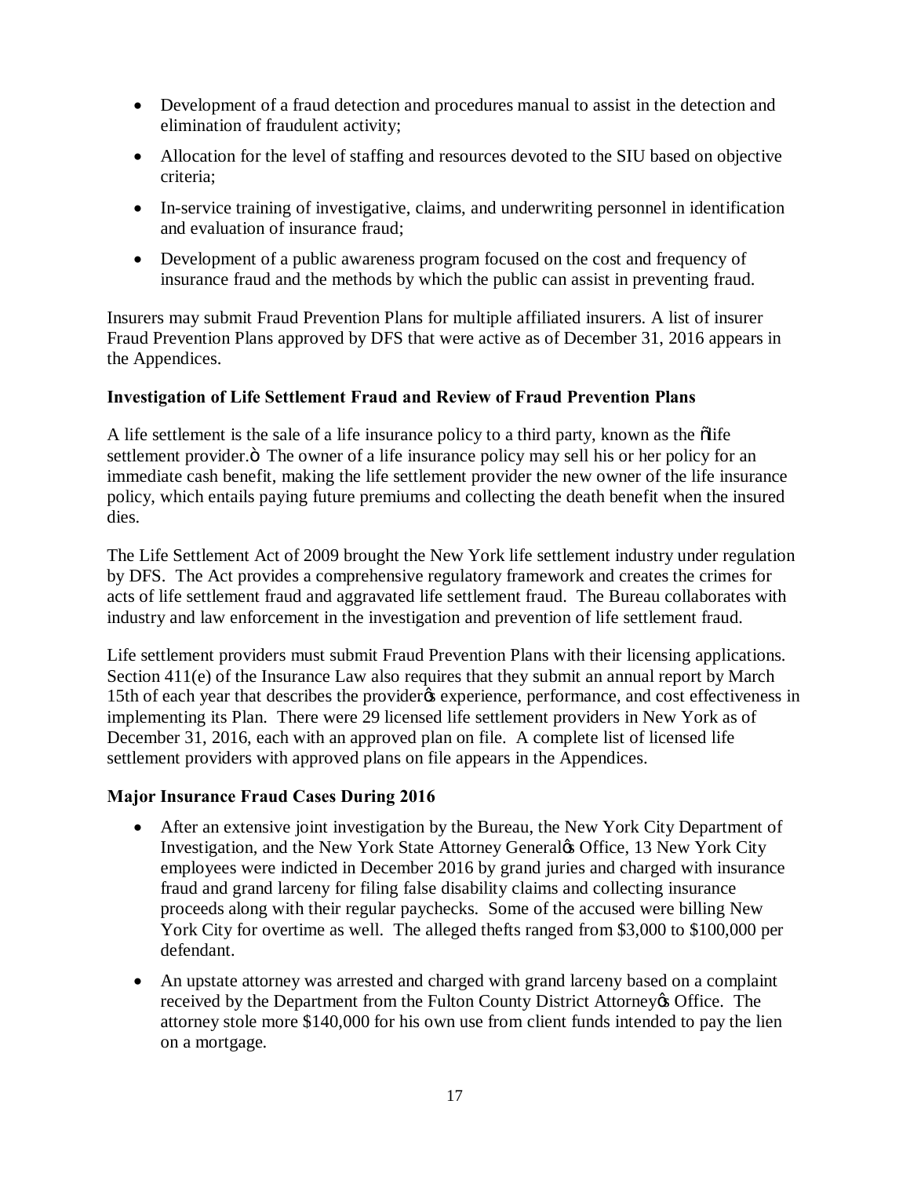- Development of a fraud detection and procedures manual to assist in the detection and elimination of fraudulent activity;
- Allocation for the level of staffing and resources devoted to the SIU based on objective criteria;
- In-service training of investigative, claims, and underwriting personnel in identification and evaluation of insurance fraud;
- Development of a public awareness program focused on the cost and frequency of insurance fraud and the methods by which the public can assist in preventing fraud.

Insurers may submit Fraud Prevention Plans for multiple affiliated insurers. A list of insurer Fraud Prevention Plans approved by DFS that were active as of December 31, 2016 appears in the Appendices.

**Investigation of Life Settlement Fraud and Review of Fraud Prevention Plans**

A life settlement is the sale of a life insurance policy to a third party, known as the "life settlement provider." The owner of a life insurance policy may sell his or her policy for an immediate cash benefit, making the life settlement provider the new owner of the life insurance policy, which entails paying future premiums and collecting the death benefit when the insured dies.

The Life Settlement Act of 2009 brought the New York life settlement industry under regulation by DFS. The Act provides a comprehensive regulatory framework and creates the crimes for acts of life settlement fraud and aggravated life settlement fraud. The Bureau collaborates with industry and law enforcement in the investigation and prevention of life settlement fraud.

Life settlement providers must submit Fraud Prevention Plans with their licensing applications. Section 411(e) of the Insurance Law also requires that they submit an annual report by March 15th of each year that describes the provider's experience, performance, and cost effectiveness in implementing its Plan. There were 29 licensed life settlement providers in New York as of December 31, 2016, each with an approved plan on file. A complete list of licensed life settlement providers with approved plans on file appears in the Appendices.

**Major Insurance Fraud Cases During 2016**

- After an extensive joint investigation by the Bureau, the New York City Department of Investigation, and the New York State Attorney General's Office, 13 New York City employees were indicted in December 2016 by grand juries and charged with insurance fraud and grand larceny for filing false disability claims and collecting insurance proceeds along with their regular paychecks. Some of the accused were billing New York City for overtime as well. The alleged thefts ranged from $3,000 to $100,000 per defendant.
- An upstate attorney was arrested and charged with grand larceny based on a complaint received by the Department from the Fulton County District Attorney's Office. The attorney stole more $140,000 for his own use from client funds intended to pay the lien on a mortgage.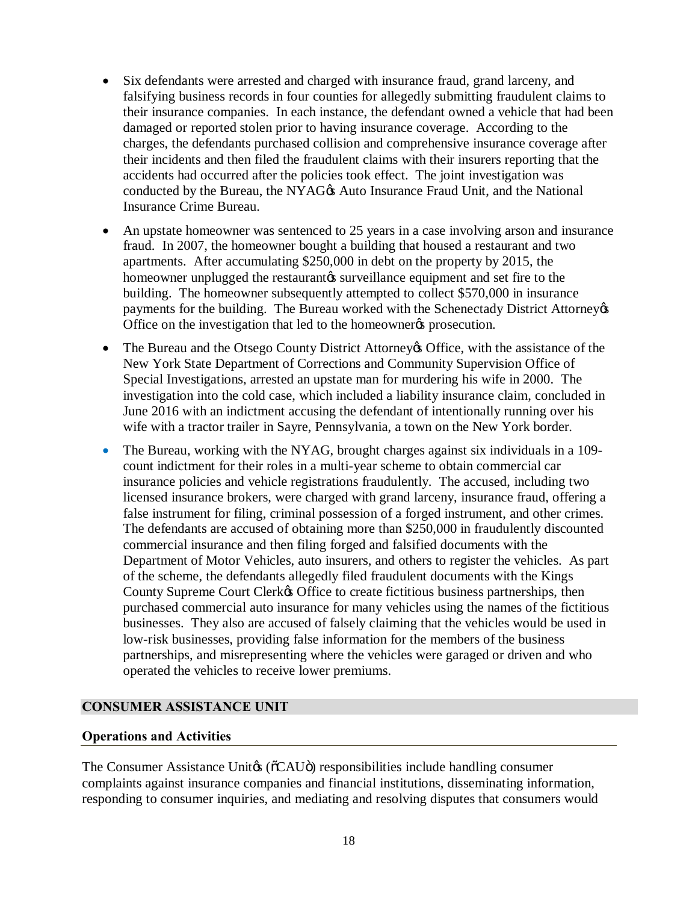- Six defendants were arrested and charged with insurance fraud, grand larceny, and falsifying business records in four counties for allegedly submitting fraudulent claims to their insurance companies. In each instance, the defendant owned a vehicle that had been damaged or reported stolen prior to having insurance coverage. According to the charges, the defendants purchased collision and comprehensive insurance coverage after their incidents and then filed the fraudulent claims with their insurers reporting that the accidents had occurred after the policies took effect. The joint investigation was conducted by the Bureau, the NYAG's Auto Insurance Fraud Unit, and the National Insurance Crime Bureau.

- An upstate homeowner was sentenced to 25 years in a case involving arson and insurance fraud. In 2007, the homeowner bought a building that housed a restaurant and two apartments. After accumulating $250,000 in debt on the property by 2015, the homeowner unplugged the restaurant's surveillance equipment and set fire to the building. The homeowner subsequently attempted to collect $570,000 in insurance payments for the building. The Bureau worked with the Schenectady District Attorney's Office on the investigation that led to the homeowner's prosecution.

- The Bureau and the Otsego County District Attorney's Office, with the assistance of the New York State Department of Corrections and Community Supervision Office of Special Investigations, arrested an upstate man for murdering his wife in 2000. The investigation into the cold case, which included a liability insurance claim, concluded in June 2016 with an indictment accusing the defendant of intentionally running over his wife with a tractor trailer in Sayre, Pennsylvania, a town on the New York border.

- The Bureau, working with the NYAG, brought charges against six individuals in a 109-count indictment for their roles in a multi-year scheme to obtain commercial car insurance policies and vehicle registrations fraudulently. The accused, including two licensed insurance brokers, were charged with grand larceny, insurance fraud, offering a false instrument for filing, criminal possession of a forged instrument, and other crimes. The defendants are accused of obtaining more than $250,000 in fraudulently discounted commercial insurance and then filing forged and falsified documents with the Department of Motor Vehicles, auto insurers, and others to register the vehicles. As part of the scheme, the defendants allegedly filed fraudulent documents with the Kings County Supreme Court Clerk's Office to create fictitious business partnerships, then purchased commercial auto insurance for many vehicles using the names of the fictitious businesses. They also are accused of falsely claiming that the vehicles would be used in low-risk businesses, providing false information for the members of the business partnerships, and misrepresenting where the vehicles were garaged or driven and who operated the vehicles to receive lower premiums.

## CONSUMER ASSISTANCE UNIT

### Operations and Activities

The Consumer Assistance Unit's ("CAU") responsibilities include handling consumer complaints against insurance companies and financial institutions, disseminating information, responding to consumer inquiries, and mediating and resolving disputes that consumers would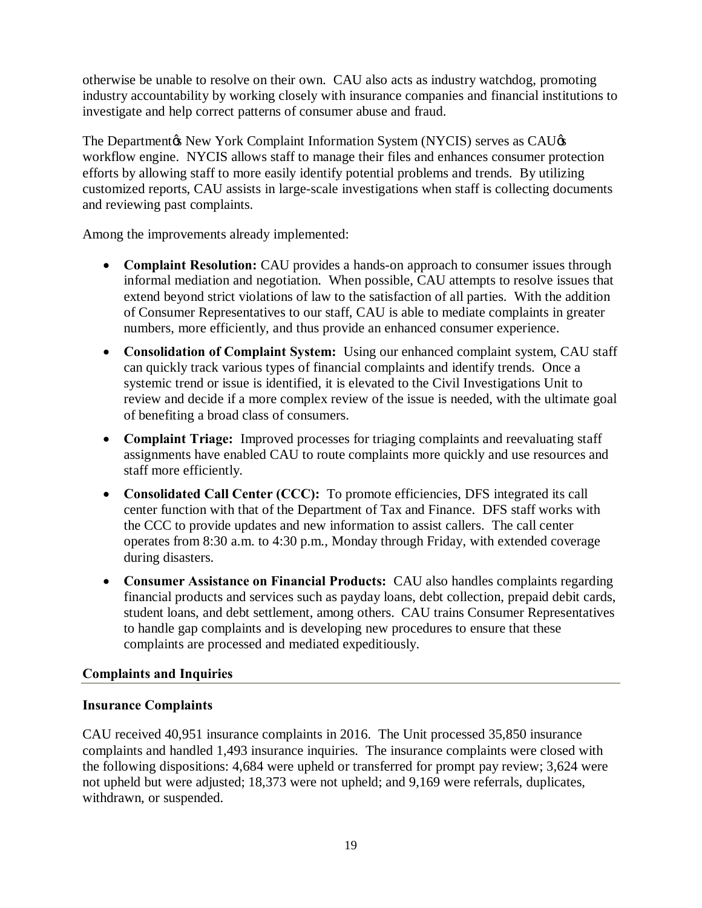otherwise be unable to resolve on their own. CAU also acts as industry watchdog, promoting industry accountability by working closely with insurance companies and financial institutions to investigate and help correct patterns of consumer abuse and fraud.

The Department's New York Complaint Information System (NYCIS) serves as CAU's workflow engine. NYCIS allows staff to manage their files and enhances consumer protection efforts by allowing staff to more easily identify potential problems and trends. By utilizing customized reports, CAU assists in large-scale investigations when staff is collecting documents and reviewing past complaints.

Among the improvements already implemented:

- **Complaint Resolution:** CAU provides a hands-on approach to consumer issues through informal mediation and negotiation. When possible, CAU attempts to resolve issues that extend beyond strict violations of law to the satisfaction of all parties. With the addition of Consumer Representatives to our staff, CAU is able to mediate complaints in greater numbers, more efficiently, and thus provide an enhanced consumer experience.
- **Consolidation of Complaint System:** Using our enhanced complaint system, CAU staff can quickly track various types of financial complaints and identify trends. Once a systemic trend or issue is identified, it is elevated to the Civil Investigations Unit to review and decide if a more complex review of the issue is needed, with the ultimate goal of benefiting a broad class of consumers.
- **Complaint Triage:** Improved processes for triaging complaints and reevaluating staff assignments have enabled CAU to route complaints more quickly and use resources and staff more efficiently.
- **Consolidated Call Center (CCC):** To promote efficiencies, DFS integrated its call center function with that of the Department of Tax and Finance. DFS staff works with the CCC to provide updates and new information to assist callers. The call center operates from 8:30 a.m. to 4:30 p.m., Monday through Friday, with extended coverage during disasters.
- **Consumer Assistance on Financial Products:** CAU also handles complaints regarding financial products and services such as payday loans, debt collection, prepaid debit cards, student loans, and debt settlement, among others. CAU trains Consumer Representatives to handle gap complaints and is developing new procedures to ensure that these complaints are processed and mediated expeditiously.

## Complaints and Inquiries

### Insurance Complaints

CAU received 40,951 insurance complaints in 2016. The Unit processed 35,850 insurance complaints and handled 1,493 insurance inquiries. The insurance complaints were closed with the following dispositions: 4,684 were upheld or transferred for prompt pay review; 3,624 were not upheld but were adjusted; 18,373 were not upheld; and 9,169 were referrals, duplicates, withdrawn, or suspended.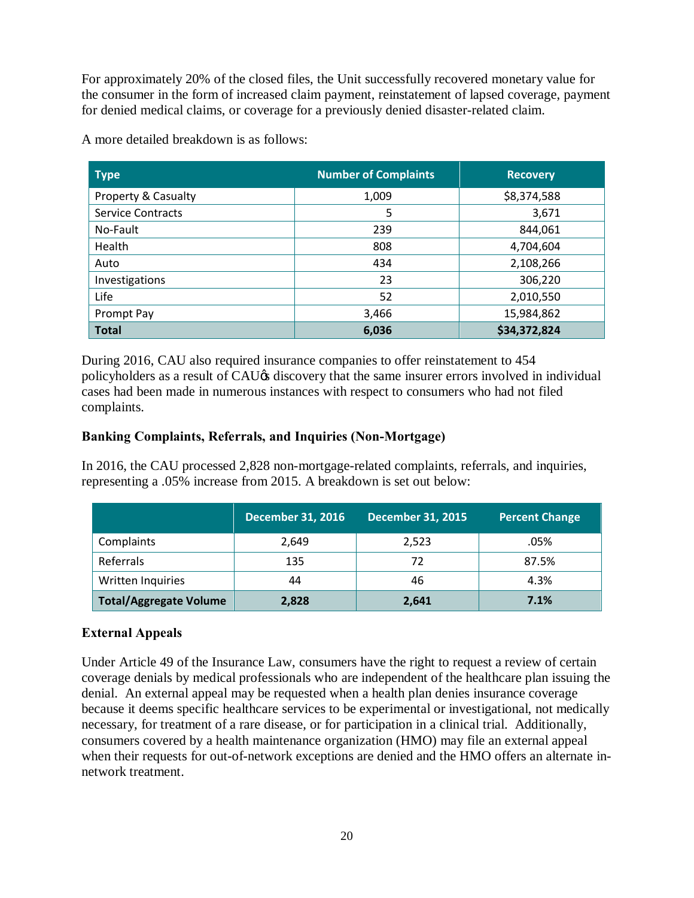For approximately 20% of the closed files, the Unit successfully recovered monetary value for the consumer in the form of increased claim payment, reinstatement of lapsed coverage, payment for denied medical claims, or coverage for a previously denied disaster-related claim.

A more detailed breakdown is as follows:

| Type | Number of Complaints | Recovery |
|---|---|---|
| Property & Casualty | 1,009 | $8,374,588 |
| Service Contracts | 5 | 3,671 |
| No-Fault | 239 | 844,061 |
| Health | 808 | 4,704,604 |
| Auto | 434 | 2,108,266 |
| Investigations | 23 | 306,220 |
| Life | 52 | 2,010,550 |
| Prompt Pay | 3,466 | 15,984,862 |
| **Total** | **6,036** | **$34,372,824** |

During 2016, CAU also required insurance companies to offer reinstatement to 454 policyholders as a result of CAU's discovery that the same insurer errors involved in individual cases had been made in numerous instances with respect to consumers who had not filed complaints.

### Banking Complaints, Referrals, and Inquiries (Non-Mortgage)

In 2016, the CAU processed 2,828 non-mortgage-related complaints, referrals, and inquiries, representing a .05% increase from 2015. A breakdown is set out below:

| | December 31, 2016 | December 31, 2015 | Percent Change |
|---|---|---|---|
| Complaints | 2,649 | 2,523 | .05% |
| Referrals | 135 | 72 | 87.5% |
| Written Inquiries | 44 | 46 | 4.3% |
| **Total/Aggregate Volume** | **2,828** | **2,641** | **7.1%** |

### External Appeals

Under Article 49 of the Insurance Law, consumers have the right to request a review of certain coverage denials by medical professionals who are independent of the healthcare plan issuing the denial. An external appeal may be requested when a health plan denies insurance coverage because it deems specific healthcare services to be experimental or investigational, not medically necessary, for treatment of a rare disease, or for participation in a clinical trial. Additionally, consumers covered by a health maintenance organization (HMO) may file an external appeal when their requests for out-of-network exceptions are denied and the HMO offers an alternate in-network treatment.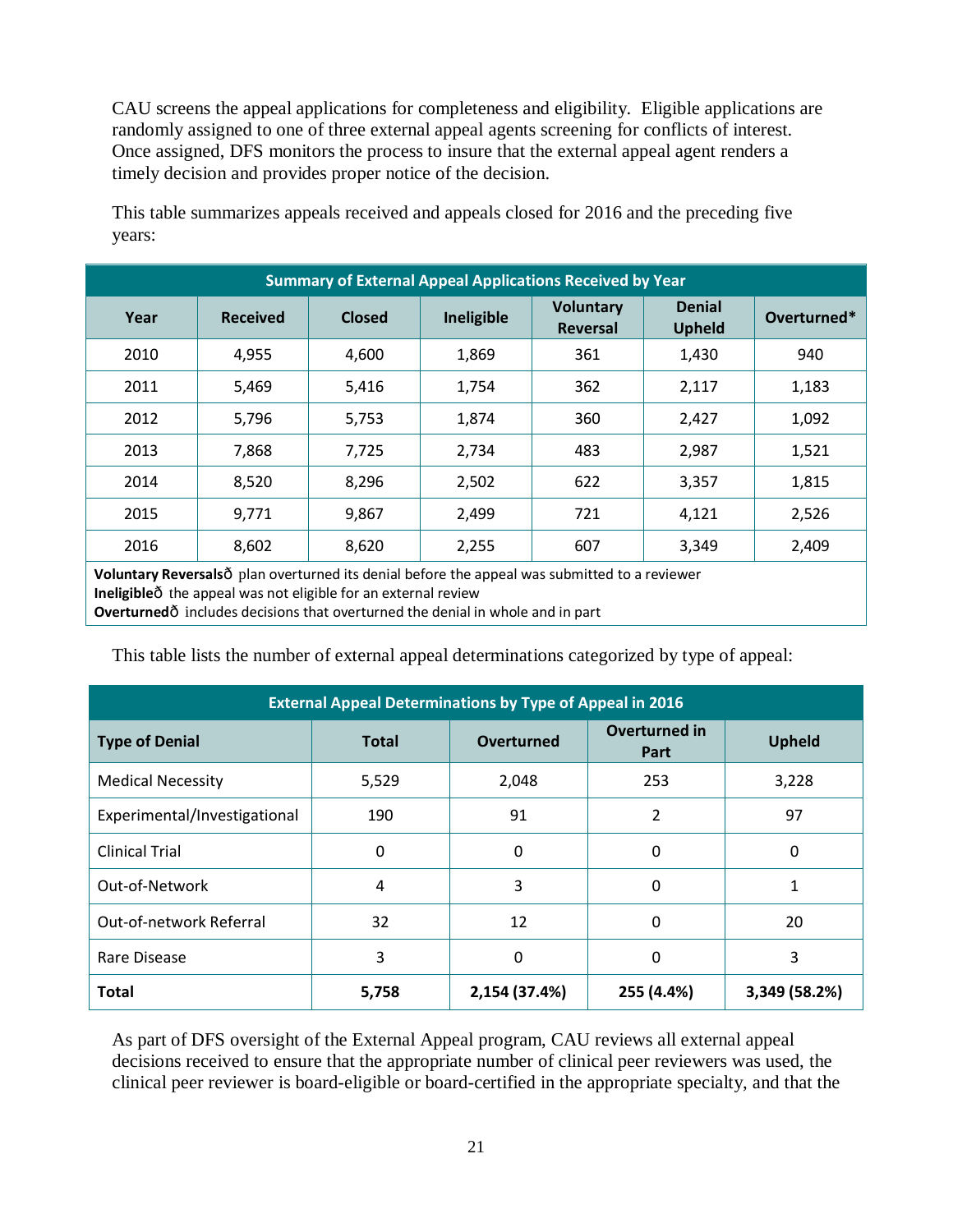CAU screens the appeal applications for completeness and eligibility. Eligible applications are randomly assigned to one of three external appeal agents screening for conflicts of interest. Once assigned, DFS monitors the process to insure that the external appeal agent renders a timely decision and provides proper notice of the decision.

This table summarizes appeals received and appeals closed for 2016 and the preceding five years:

| Summary of External Appeal Applications Received by Year | | | | | | |
|---|---|---|---|---|---|---|
| **Year** | **Received** | **Closed** | **Ineligible** | **Voluntary Reversal** | **Denial Upheld** | **Overturned*** |
| 2010 | 4,955 | 4,600 | 1,869 | 361 | 1,430 | 940 |
| 2011 | 5,469 | 5,416 | 1,754 | 362 | 2,117 | 1,183 |
| 2012 | 5,796 | 5,753 | 1,874 | 360 | 2,427 | 1,092 |
| 2013 | 7,868 | 7,725 | 2,734 | 483 | 2,987 | 1,521 |
| 2014 | 8,520 | 8,296 | 2,502 | 622 | 3,357 | 1,815 |
| 2015 | 9,771 | 9,867 | 2,499 | 721 | 4,121 | 2,526 |
| 2016 | 8,602 | 8,620 | 2,255 | 607 | 3,349 | 2,409 |

**Voluntary Reversals**ð plan overturned its denial before the appeal was submitted to a reviewer
**Ineligible**ð the appeal was not eligible for an external review
**Overturned**ð includes decisions that overturned the denial in whole and in part

This table lists the number of external appeal determinations categorized by type of appeal:

| External Appeal Determinations by Type of Appeal in 2016 | | | | |
|---|---|---|---|---|
| **Type of Denial** | **Total** | **Overturned** | **Overturned in Part** | **Upheld** |
| Medical Necessity | 5,529 | 2,048 | 253 | 3,228 |
| Experimental/Investigational | 190 | 91 | 2 | 97 |
| Clinical Trial | 0 | 0 | 0 | 0 |
| Out-of-Network | 4 | 3 | 0 | 1 |
| Out-of-network Referral | 32 | 12 | 0 | 20 |
| Rare Disease | 3 | 0 | 0 | 3 |
| **Total** | **5,758** | **2,154 (37.4%)** | **255 (4.4%)** | **3,349 (58.2%)** |

As part of DFS oversight of the External Appeal program, CAU reviews all external appeal decisions received to ensure that the appropriate number of clinical peer reviewers was used, the clinical peer reviewer is board-eligible or board-certified in the appropriate specialty, and that the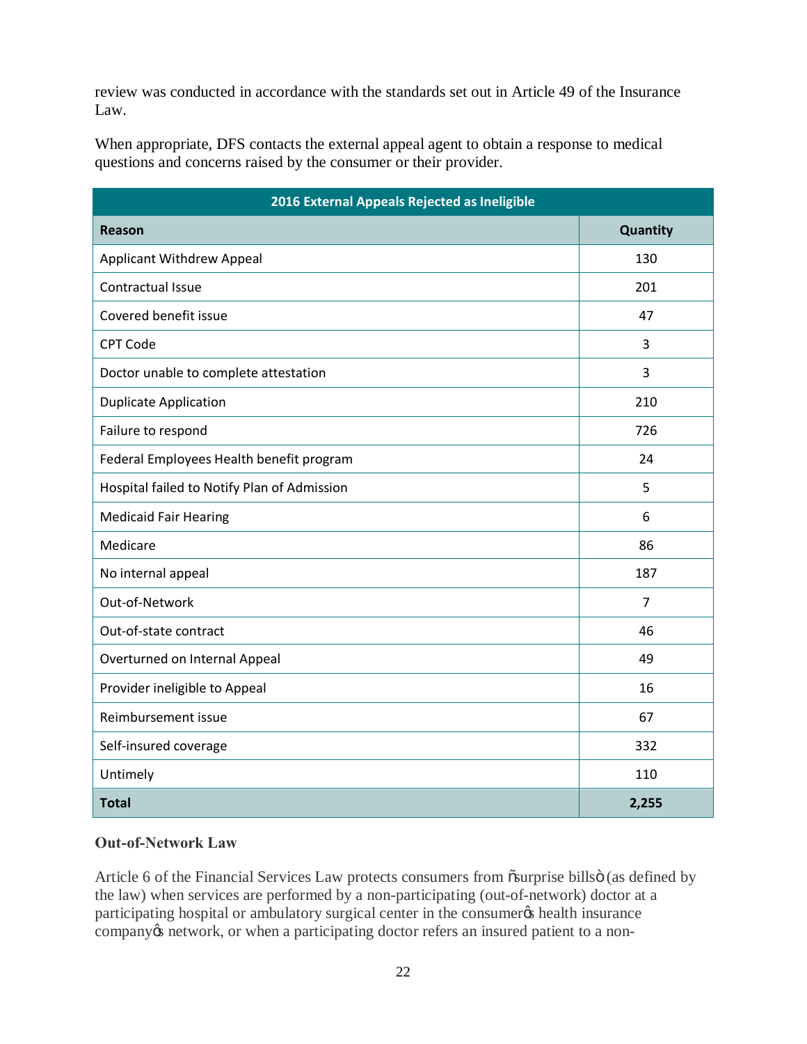review was conducted in accordance with the standards set out in Article 49 of the Insurance Law.

When appropriate, DFS contacts the external appeal agent to obtain a response to medical questions and concerns raised by the consumer or their provider.

| 2016 External Appeals Rejected as Ineligible | |
|---|---|
| **Reason** | **Quantity** |
| Applicant Withdrew Appeal | 130 |
| Contractual Issue | 201 |
| Covered benefit issue | 47 |
| CPT Code | 3 |
| Doctor unable to complete attestation | 3 |
| Duplicate Application | 210 |
| Failure to respond | 726 |
| Federal Employees Health benefit program | 24 |
| Hospital failed to Notify Plan of Admission | 5 |
| Medicaid Fair Hearing | 6 |
| Medicare | 86 |
| No internal appeal | 187 |
| Out-of-Network | 7 |
| Out-of-state contract | 46 |
| Overturned on Internal Appeal | 49 |
| Provider ineligible to Appeal | 16 |
| Reimbursement issue | 67 |
| Self-insured coverage | 332 |
| Untimely | 110 |
| **Total** | **2,255** |

### Out-of-Network Law

Article 6 of the Financial Services Law protects consumers from "surprise bills" (as defined by the law) when services are performed by a non-participating (out-of-network) doctor at a participating hospital or ambulatory surgical center in the consumer's health insurance company's network, or when a participating doctor refers an insured patient to a non-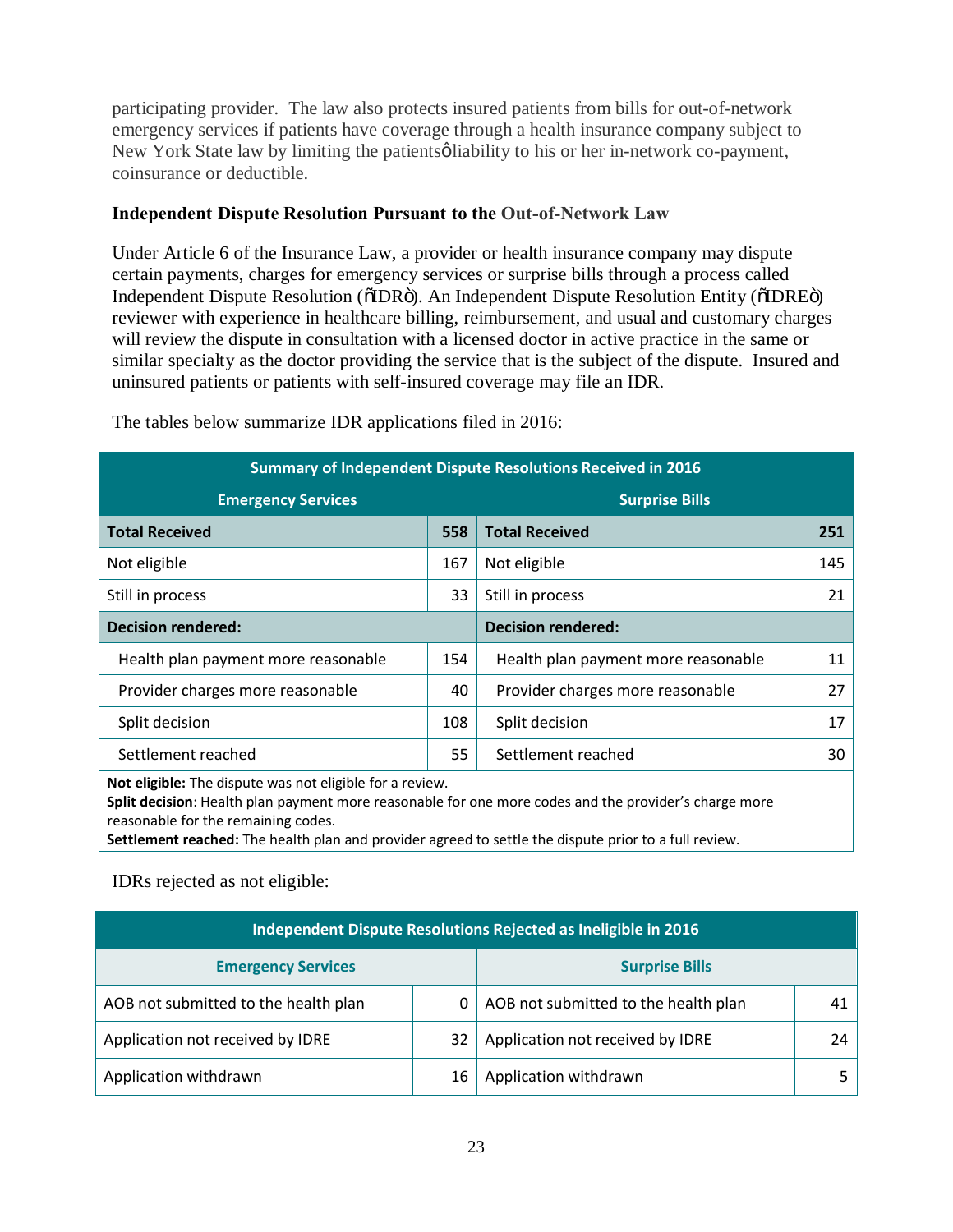participating provider. The law also protects insured patients from bills for out-of-network emergency services if patients have coverage through a health insurance company subject to New York State law by limiting the patientsôliability to his or her in-network co-payment, coinsurance or deductible.

### Independent Dispute Resolution Pursuant to the Out-of-Network Law

Under Article 6 of the Insurance Law, a provider or health insurance company may dispute certain payments, charges for emergency services or surprise bills through a process called Independent Dispute Resolution (õIDRö). An Independent Dispute Resolution Entity (õIDREö) reviewer with experience in healthcare billing, reimbursement, and usual and customary charges will review the dispute in consultation with a licensed doctor in active practice in the same or similar specialty as the doctor providing the service that is the subject of the dispute. Insured and uninsured patients or patients with self-insured coverage may file an IDR.

The tables below summarize IDR applications filed in 2016:

| Summary of Independent Dispute Resolutions Received in 2016 | | | |
|---|---|---|---|
| **Emergency Services** | | **Surprise Bills** | |
| **Total Received** | **558** | **Total Received** | **251** |
| Not eligible | 167 | Not eligible | 145 |
| Still in process | 33 | Still in process | 21 |
| **Decision rendered:** | | **Decision rendered:** | |
| Health plan payment more reasonable | 154 | Health plan payment more reasonable | 11 |
| Provider charges more reasonable | 40 | Provider charges more reasonable | 27 |
| Split decision | 108 | Split decision | 17 |
| Settlement reached | 55 | Settlement reached | 30 |

**Not eligible:** The dispute was not eligible for a review.
**Split decision**: Health plan payment more reasonable for one more codes and the provider's charge more reasonable for the remaining codes.
**Settlement reached:** The health plan and provider agreed to settle the dispute prior to a full review.

IDRs rejected as not eligible:

| Independent Dispute Resolutions Rejected as Ineligible in 2016 | | | |
|---|---|---|---|
| **Emergency Services** | | **Surprise Bills** | |
| AOB not submitted to the health plan | 0 | AOB not submitted to the health plan | 41 |
| Application not received by IDRE | 32 | Application not received by IDRE | 24 |
| Application withdrawn | 16 | Application withdrawn | 5 |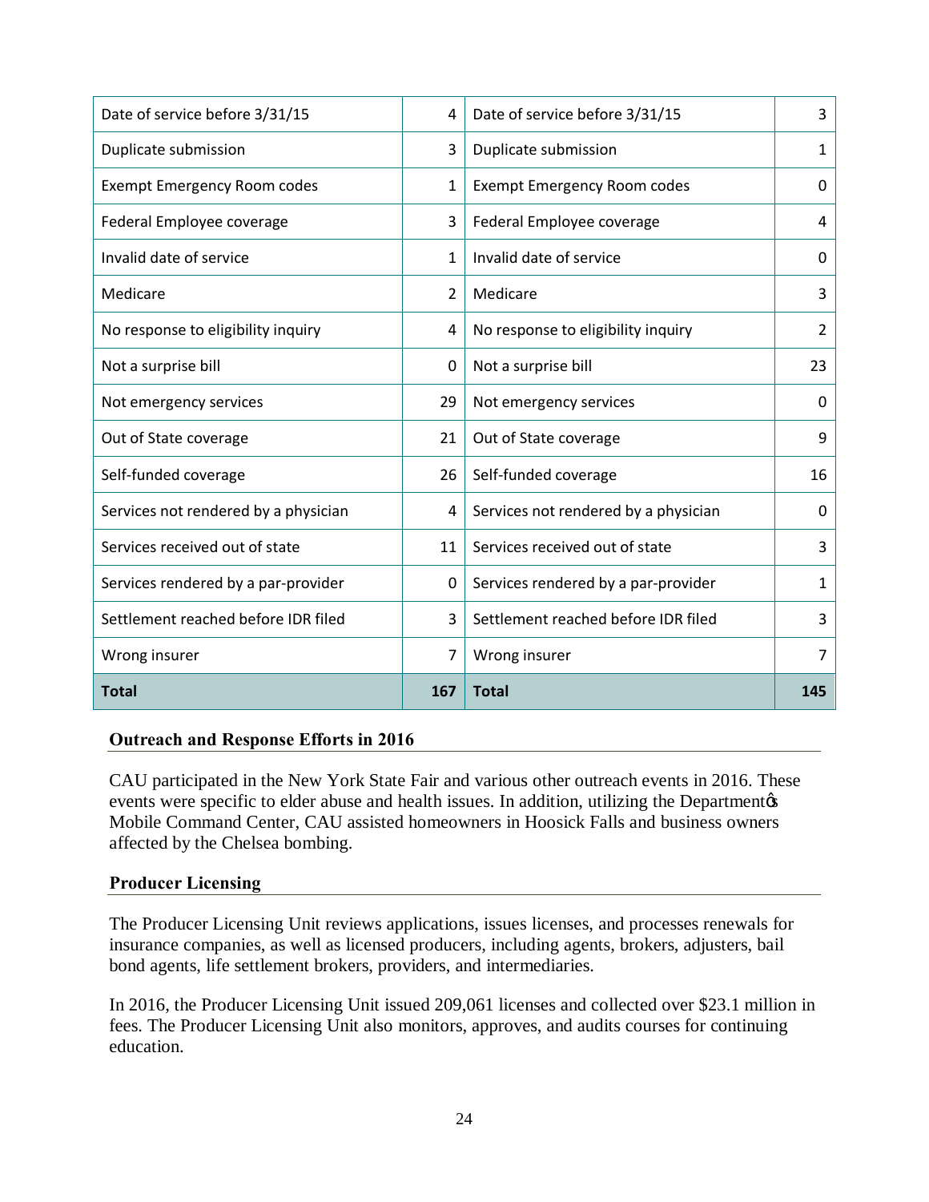| | | | |
|---|---|---|---|
| Date of service before 3/31/15 | 4 | Date of service before 3/31/15 | 3 |
| Duplicate submission | 3 | Duplicate submission | 1 |
| Exempt Emergency Room codes | 1 | Exempt Emergency Room codes | 0 |
| Federal Employee coverage | 3 | Federal Employee coverage | 4 |
| Invalid date of service | 1 | Invalid date of service | 0 |
| Medicare | 2 | Medicare | 3 |
| No response to eligibility inquiry | 4 | No response to eligibility inquiry | 2 |
| Not a surprise bill | 0 | Not a surprise bill | 23 |
| Not emergency services | 29 | Not emergency services | 0 |
| Out of State coverage | 21 | Out of State coverage | 9 |
| Self-funded coverage | 26 | Self-funded coverage | 16 |
| Services not rendered by a physician | 4 | Services not rendered by a physician | 0 |
| Services received out of state | 11 | Services received out of state | 3 |
| Services rendered by a par-provider | 0 | Services rendered by a par-provider | 1 |
| Settlement reached before IDR filed | 3 | Settlement reached before IDR filed | 3 |
| Wrong insurer | 7 | Wrong insurer | 7 |
| **Total** | **167** | **Total** | **145** |

### Outreach and Response Efforts in 2016

CAU participated in the New York State Fair and various other outreach events in 2016. These events were specific to elder abuse and health issues. In addition, utilizing the Department's Mobile Command Center, CAU assisted homeowners in Hoosick Falls and business owners affected by the Chelsea bombing.

### Producer Licensing

The Producer Licensing Unit reviews applications, issues licenses, and processes renewals for insurance companies, as well as licensed producers, including agents, brokers, adjusters, bail bond agents, life settlement brokers, providers, and intermediaries.

In 2016, the Producer Licensing Unit issued 209,061 licenses and collected over $23.1 million in fees. The Producer Licensing Unit also monitors, approves, and audits courses for continuing education.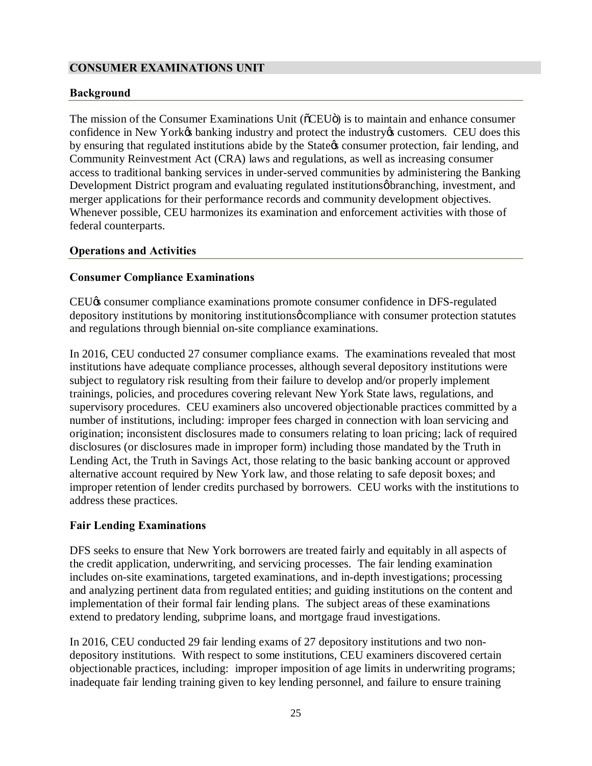## CONSUMER EXAMINATIONS UNIT

### Background

The mission of the Consumer Examinations Unit ("CEU") is to maintain and enhance consumer confidence in New York's banking industry and protect the industry's customers. CEU does this by ensuring that regulated institutions abide by the State's consumer protection, fair lending, and Community Reinvestment Act (CRA) laws and regulations, as well as increasing consumer access to traditional banking services in under-served communities by administering the Banking Development District program and evaluating regulated institutions' branching, investment, and merger applications for their performance records and community development objectives. Whenever possible, CEU harmonizes its examination and enforcement activities with those of federal counterparts.

### Operations and Activities

#### Consumer Compliance Examinations

CEU's consumer compliance examinations promote consumer confidence in DFS-regulated depository institutions by monitoring institutions' compliance with consumer protection statutes and regulations through biennial on-site compliance examinations.

In 2016, CEU conducted 27 consumer compliance exams. The examinations revealed that most institutions have adequate compliance processes, although several depository institutions were subject to regulatory risk resulting from their failure to develop and/or properly implement trainings, policies, and procedures covering relevant New York State laws, regulations, and supervisory procedures. CEU examiners also uncovered objectionable practices committed by a number of institutions, including: improper fees charged in connection with loan servicing and origination; inconsistent disclosures made to consumers relating to loan pricing; lack of required disclosures (or disclosures made in improper form) including those mandated by the Truth in Lending Act, the Truth in Savings Act, those relating to the basic banking account or approved alternative account required by New York law, and those relating to safe deposit boxes; and improper retention of lender credits purchased by borrowers. CEU works with the institutions to address these practices.

#### Fair Lending Examinations

DFS seeks to ensure that New York borrowers are treated fairly and equitably in all aspects of the credit application, underwriting, and servicing processes. The fair lending examination includes on-site examinations, targeted examinations, and in-depth investigations; processing and analyzing pertinent data from regulated entities; and guiding institutions on the content and implementation of their formal fair lending plans. The subject areas of these examinations extend to predatory lending, subprime loans, and mortgage fraud investigations.

In 2016, CEU conducted 29 fair lending exams of 27 depository institutions and two non-depository institutions. With respect to some institutions, CEU examiners discovered certain objectionable practices, including: improper imposition of age limits in underwriting programs; inadequate fair lending training given to key lending personnel, and failure to ensure training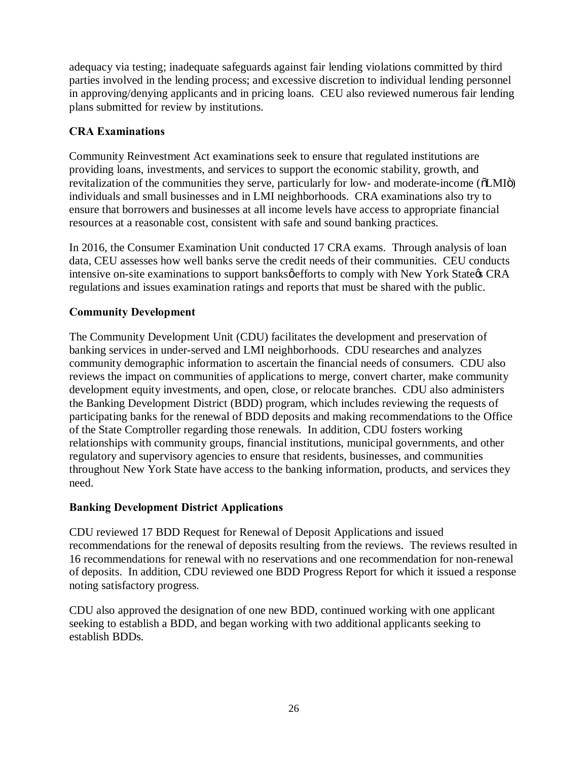adequacy via testing; inadequate safeguards against fair lending violations committed by third parties involved in the lending process; and excessive discretion to individual lending personnel in approving/denying applicants and in pricing loans. CEU also reviewed numerous fair lending plans submitted for review by institutions.

**CRA Examinations**

Community Reinvestment Act examinations seek to ensure that regulated institutions are providing loans, investments, and services to support the economic stability, growth, and revitalization of the communities they serve, particularly for low- and moderate-income ("LMI") individuals and small businesses and in LMI neighborhoods. CRA examinations also try to ensure that borrowers and businesses at all income levels have access to appropriate financial resources at a reasonable cost, consistent with safe and sound banking practices.

In 2016, the Consumer Examination Unit conducted 17 CRA exams. Through analysis of loan data, CEU assesses how well banks serve the credit needs of their communities. CEU conducts intensive on-site examinations to support banks' efforts to comply with New York State's CRA regulations and issues examination ratings and reports that must be shared with the public.

**Community Development**

The Community Development Unit (CDU) facilitates the development and preservation of banking services in under-served and LMI neighborhoods. CDU researches and analyzes community demographic information to ascertain the financial needs of consumers. CDU also reviews the impact on communities of applications to merge, convert charter, make community development equity investments, and open, close, or relocate branches. CDU also administers the Banking Development District (BDD) program, which includes reviewing the requests of participating banks for the renewal of BDD deposits and making recommendations to the Office of the State Comptroller regarding those renewals. In addition, CDU fosters working relationships with community groups, financial institutions, municipal governments, and other regulatory and supervisory agencies to ensure that residents, businesses, and communities throughout New York State have access to the banking information, products, and services they need.

**Banking Development District Applications**

CDU reviewed 17 BDD Request for Renewal of Deposit Applications and issued recommendations for the renewal of deposits resulting from the reviews. The reviews resulted in 16 recommendations for renewal with no reservations and one recommendation for non-renewal of deposits. In addition, CDU reviewed one BDD Progress Report for which it issued a response noting satisfactory progress.

CDU also approved the designation of one new BDD, continued working with one applicant seeking to establish a BDD, and began working with two additional applicants seeking to establish BDDs.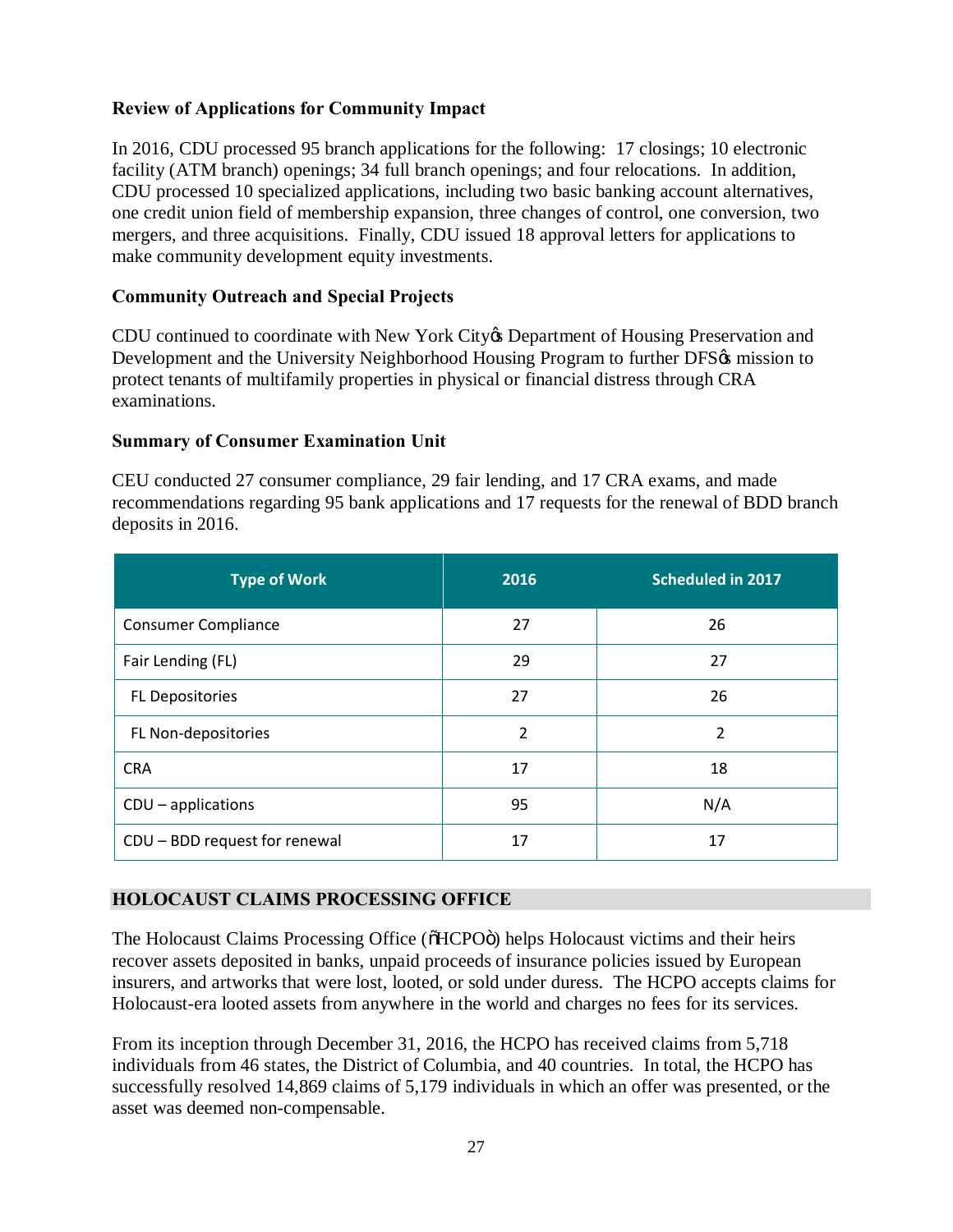**Review of Applications for Community Impact**

In 2016, CDU processed 95 branch applications for the following: 17 closings; 10 electronic facility (ATM branch) openings; 34 full branch openings; and four relocations. In addition, CDU processed 10 specialized applications, including two basic banking account alternatives, one credit union field of membership expansion, three changes of control, one conversion, two mergers, and three acquisitions. Finally, CDU issued 18 approval letters for applications to make community development equity investments.

**Community Outreach and Special Projects**

CDU continued to coordinate with New York City's Department of Housing Preservation and Development and the University Neighborhood Housing Program to further DFS's mission to protect tenants of multifamily properties in physical or financial distress through CRA examinations.

**Summary of Consumer Examination Unit**

CEU conducted 27 consumer compliance, 29 fair lending, and 17 CRA exams, and made recommendations regarding 95 bank applications and 17 requests for the renewal of BDD branch deposits in 2016.

| Type of Work | 2016 | Scheduled in 2017 |
|---|---|---|
| Consumer Compliance | 27 | 26 |
| Fair Lending (FL) | 29 | 27 |
| FL Depositories | 27 | 26 |
| FL Non-depositories | 2 | 2 |
| CRA | 17 | 18 |
| CDU – applications | 95 | N/A |
| CDU – BDD request for renewal | 17 | 17 |

## HOLOCAUST CLAIMS PROCESSING OFFICE

The Holocaust Claims Processing Office ("HCPO") helps Holocaust victims and their heirs recover assets deposited in banks, unpaid proceeds of insurance policies issued by European insurers, and artworks that were lost, looted, or sold under duress. The HCPO accepts claims for Holocaust-era looted assets from anywhere in the world and charges no fees for its services.

From its inception through December 31, 2016, the HCPO has received claims from 5,718 individuals from 46 states, the District of Columbia, and 40 countries. In total, the HCPO has successfully resolved 14,869 claims of 5,179 individuals in which an offer was presented, or the asset was deemed non-compensable.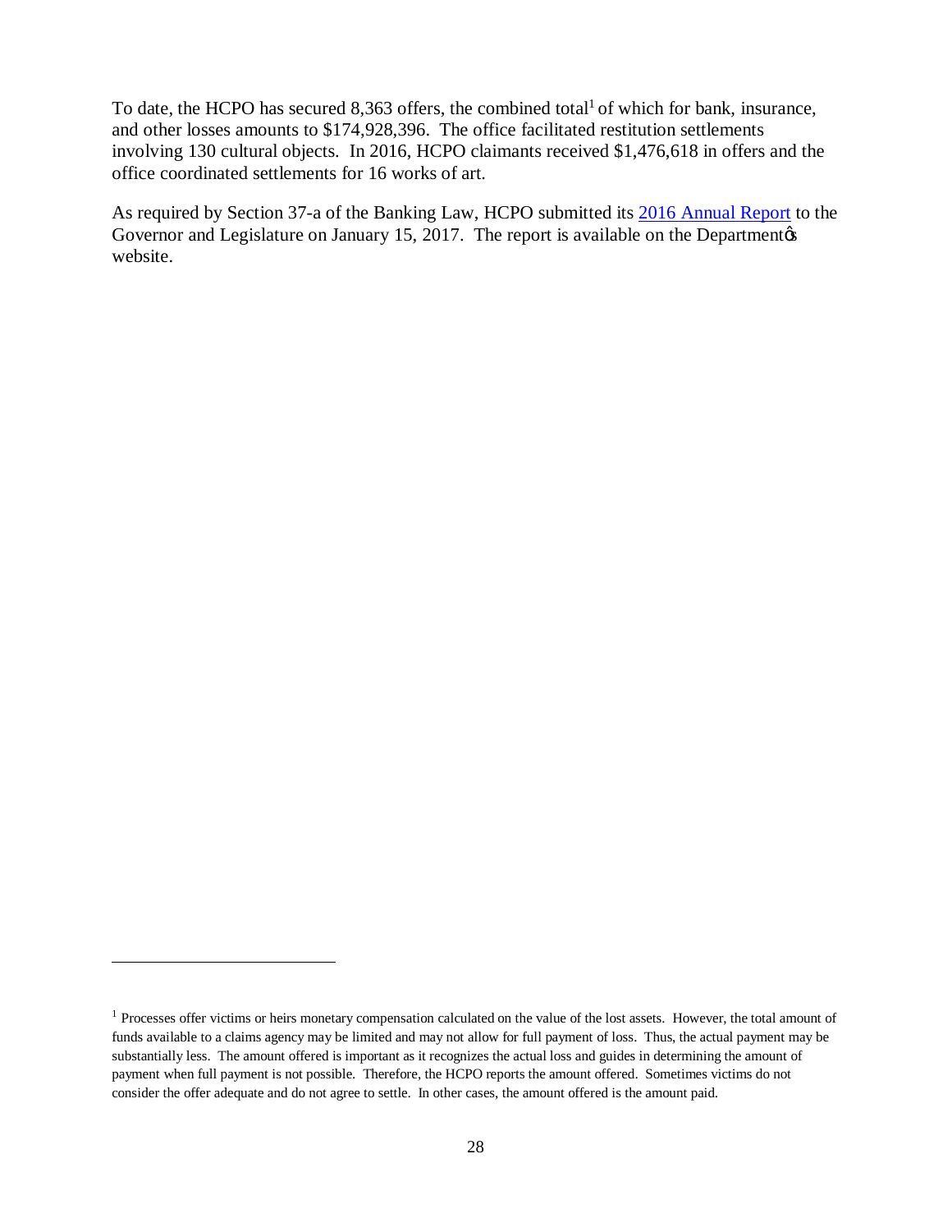To date, the HCPO has secured 8,363 offers, the combined total[1] of which for bank, insurance, and other losses amounts to $174,928,396. The office facilitated restitution settlements involving 130 cultural objects. In 2016, HCPO claimants received $1,476,618 in offers and the office coordinated settlements for 16 works of art.

As required by Section 37-a of the Banking Law, HCPO submitted its 2016 Annual Report to the Governor and Legislature on January 15, 2017. The report is available on the Departmentøs website.

[1] Processes offer victims or heirs monetary compensation calculated on the value of the lost assets. However, the total amount of funds available to a claims agency may be limited and may not allow for full payment of loss. Thus, the actual payment may be substantially less. The amount offered is important as it recognizes the actual loss and guides in determining the amount of payment when full payment is not possible. Therefore, the HCPO reports the amount offered. Sometimes victims do not consider the offer adequate and do not agree to settle. In other cases, the amount offered is the amount paid.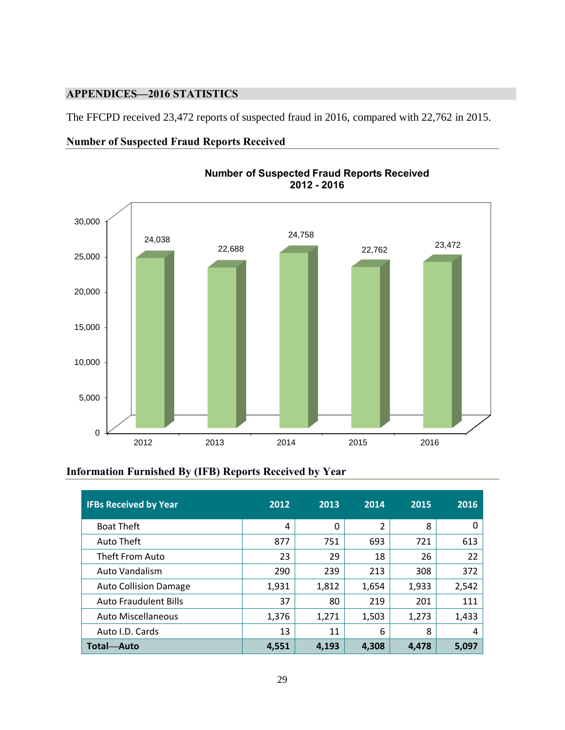## APPENDICES—2016 STATISTICS

The FFCPD received 23,472 reports of suspected fraud in 2016, compared with 22,762 in 2015.

### Number of Suspected Fraud Reports Received

Number of Suspected Fraud Reports Received
2012 - 2016

30,000
25,000
20,000
15,000
10,000
5,000
0

24,038
22,688
24,758
22,762
23,472

2012
2013
2014
2015
2016

### Information Furnished By (IFB) Reports Received by Year

| IFBs Received by Year | 2012 | 2013 | 2014 | 2015 | 2016 |
|---|---|---|---|---|---|
| Boat Theft | 4 | 0 | 2 | 8 | 0 |
| Auto Theft | 877 | 751 | 693 | 721 | 613 |
| Theft From Auto | 23 | 29 | 18 | 26 | 22 |
| Auto Vandalism | 290 | 239 | 213 | 308 | 372 |
| Auto Collision Damage | 1,931 | 1,812 | 1,654 | 1,933 | 2,542 |
| Auto Fraudulent Bills | 37 | 80 | 219 | 201 | 111 |
| Auto Miscellaneous | 1,376 | 1,271 | 1,503 | 1,273 | 1,433 |
| Auto I.D. Cards | 13 | 11 | 6 | 8 | 4 |
| **Total—Auto** | **4,551** | **4,193** | **4,308** | **4,478** | **5,097** |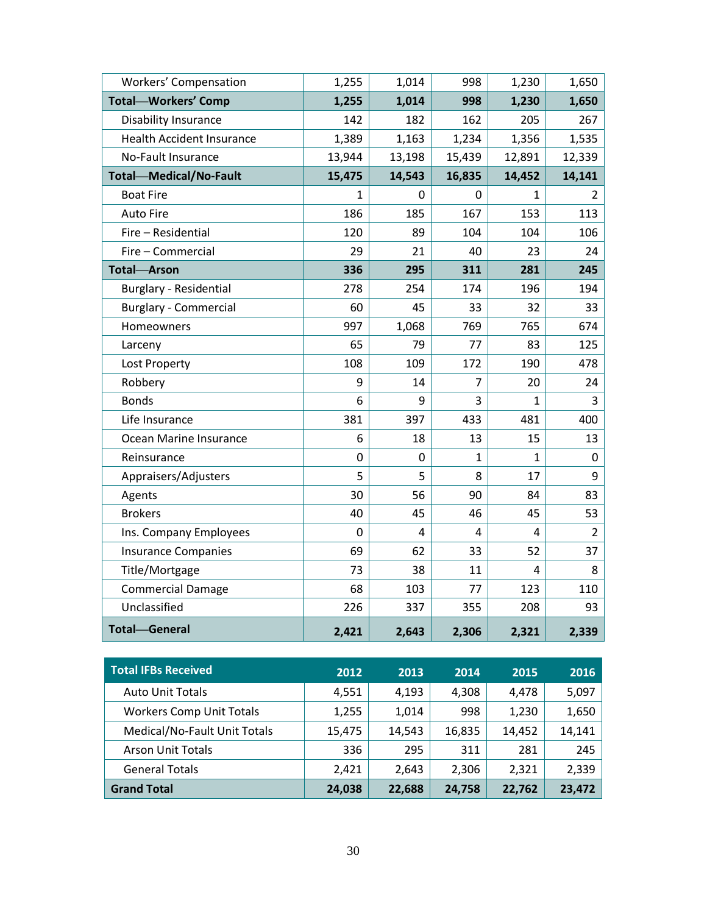| | | | | | |
|---|---|---|---|---|---|
| Workers' Compensation | 1,255 | 1,014 | 998 | 1,230 | 1,650 |
| **Total—Workers' Comp** | **1,255** | **1,014** | **998** | **1,230** | **1,650** |
| Disability Insurance | 142 | 182 | 162 | 205 | 267 |
| Health Accident Insurance | 1,389 | 1,163 | 1,234 | 1,356 | 1,535 |
| No-Fault Insurance | 13,944 | 13,198 | 15,439 | 12,891 | 12,339 |
| **Total—Medical/No-Fault** | **15,475** | **14,543** | **16,835** | **14,452** | **14,141** |
| Boat Fire | 1 | 0 | 0 | 1 | 2 |
| Auto Fire | 186 | 185 | 167 | 153 | 113 |
| Fire – Residential | 120 | 89 | 104 | 104 | 106 |
| Fire – Commercial | 29 | 21 | 40 | 23 | 24 |
| **Total—Arson** | **336** | **295** | **311** | **281** | **245** |
| Burglary - Residential | 278 | 254 | 174 | 196 | 194 |
| Burglary - Commercial | 60 | 45 | 33 | 32 | 33 |
| Homeowners | 997 | 1,068 | 769 | 765 | 674 |
| Larceny | 65 | 79 | 77 | 83 | 125 |
| Lost Property | 108 | 109 | 172 | 190 | 478 |
| Robbery | 9 | 14 | 7 | 20 | 24 |
| Bonds | 6 | 9 | 3 | 1 | 3 |
| Life Insurance | 381 | 397 | 433 | 481 | 400 |
| Ocean Marine Insurance | 6 | 18 | 13 | 15 | 13 |
| Reinsurance | 0 | 0 | 1 | 1 | 0 |
| Appraisers/Adjusters | 5 | 5 | 8 | 17 | 9 |
| Agents | 30 | 56 | 90 | 84 | 83 |
| Brokers | 40 | 45 | 46 | 45 | 53 |
| Ins. Company Employees | 0 | 4 | 4 | 4 | 2 |
| Insurance Companies | 69 | 62 | 33 | 52 | 37 |
| Title/Mortgage | 73 | 38 | 11 | 4 | 8 |
| Commercial Damage | 68 | 103 | 77 | 123 | 110 |
| Unclassified | 226 | 337 | 355 | 208 | 93 |
| **Total—General** | **2,421** | **2,643** | **2,306** | **2,321** | **2,339** |

| **Total IFBs Received** | **2012** | **2013** | **2014** | **2015** | **2016** |
|---|---|---|---|---|---|
| Auto Unit Totals | 4,551 | 4,193 | 4,308 | 4,478 | 5,097 |
| Workers Comp Unit Totals | 1,255 | 1,014 | 998 | 1,230 | 1,650 |
| Medical/No-Fault Unit Totals | 15,475 | 14,543 | 16,835 | 14,452 | 14,141 |
| Arson Unit Totals | 336 | 295 | 311 | 281 | 245 |
| General Totals | 2,421 | 2,643 | 2,306 | 2,321 | 2,339 |
| **Grand Total** | **24,038** | **22,688** | **24,758** | **22,762** | **23,472** |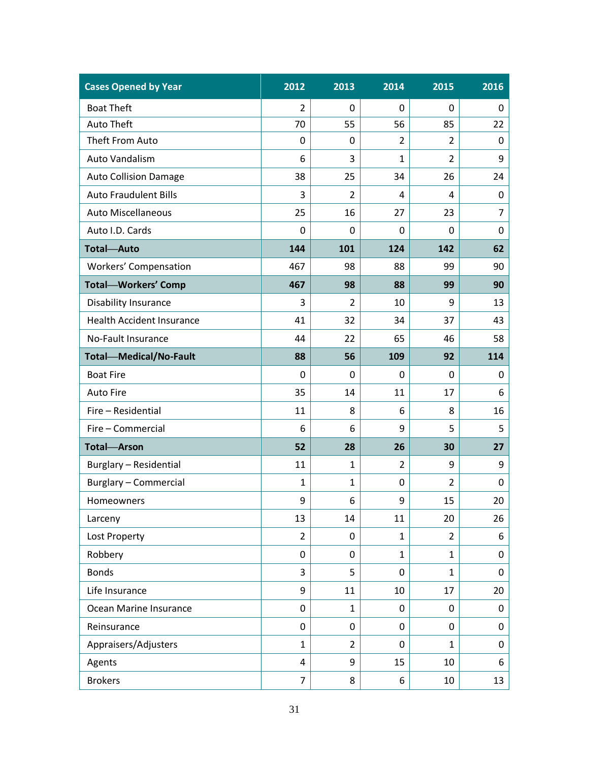| Cases Opened by Year | 2012 | 2013 | 2014 | 2015 | 2016 |
|---|---|---|---|---|---|
| Boat Theft | 2 | 0 | 0 | 0 | 0 |
| Auto Theft | 70 | 55 | 56 | 85 | 22 |
| Theft From Auto | 0 | 0 | 2 | 2 | 0 |
| Auto Vandalism | 6 | 3 | 1 | 2 | 9 |
| Auto Collision Damage | 38 | 25 | 34 | 26 | 24 |
| Auto Fraudulent Bills | 3 | 2 | 4 | 4 | 0 |
| Auto Miscellaneous | 25 | 16 | 27 | 23 | 7 |
| Auto I.D. Cards | 0 | 0 | 0 | 0 | 0 |
| **Total—Auto** | **144** | **101** | **124** | **142** | **62** |
| Workers' Compensation | 467 | 98 | 88 | 99 | 90 |
| **Total—Workers' Comp** | **467** | **98** | **88** | **99** | **90** |
| Disability Insurance | 3 | 2 | 10 | 9 | 13 |
| Health Accident Insurance | 41 | 32 | 34 | 37 | 43 |
| No-Fault Insurance | 44 | 22 | 65 | 46 | 58 |
| **Total—Medical/No-Fault** | **88** | **56** | **109** | **92** | **114** |
| Boat Fire | 0 | 0 | 0 | 0 | 0 |
| Auto Fire | 35 | 14 | 11 | 17 | 6 |
| Fire – Residential | 11 | 8 | 6 | 8 | 16 |
| Fire – Commercial | 6 | 6 | 9 | 5 | 5 |
| **Total—Arson** | **52** | **28** | **26** | **30** | **27** |
| Burglary – Residential | 11 | 1 | 2 | 9 | 9 |
| Burglary – Commercial | 1 | 1 | 0 | 2 | 0 |
| Homeowners | 9 | 6 | 9 | 15 | 20 |
| Larceny | 13 | 14 | 11 | 20 | 26 |
| Lost Property | 2 | 0 | 1 | 2 | 6 |
| Robbery | 0 | 0 | 1 | 1 | 0 |
| Bonds | 3 | 5 | 0 | 1 | 0 |
| Life Insurance | 9 | 11 | 10 | 17 | 20 |
| Ocean Marine Insurance | 0 | 1 | 0 | 0 | 0 |
| Reinsurance | 0 | 0 | 0 | 0 | 0 |
| Appraisers/Adjusters | 1 | 2 | 0 | 1 | 0 |
| Agents | 4 | 9 | 15 | 10 | 6 |
| Brokers | 7 | 8 | 6 | 10 | 13 |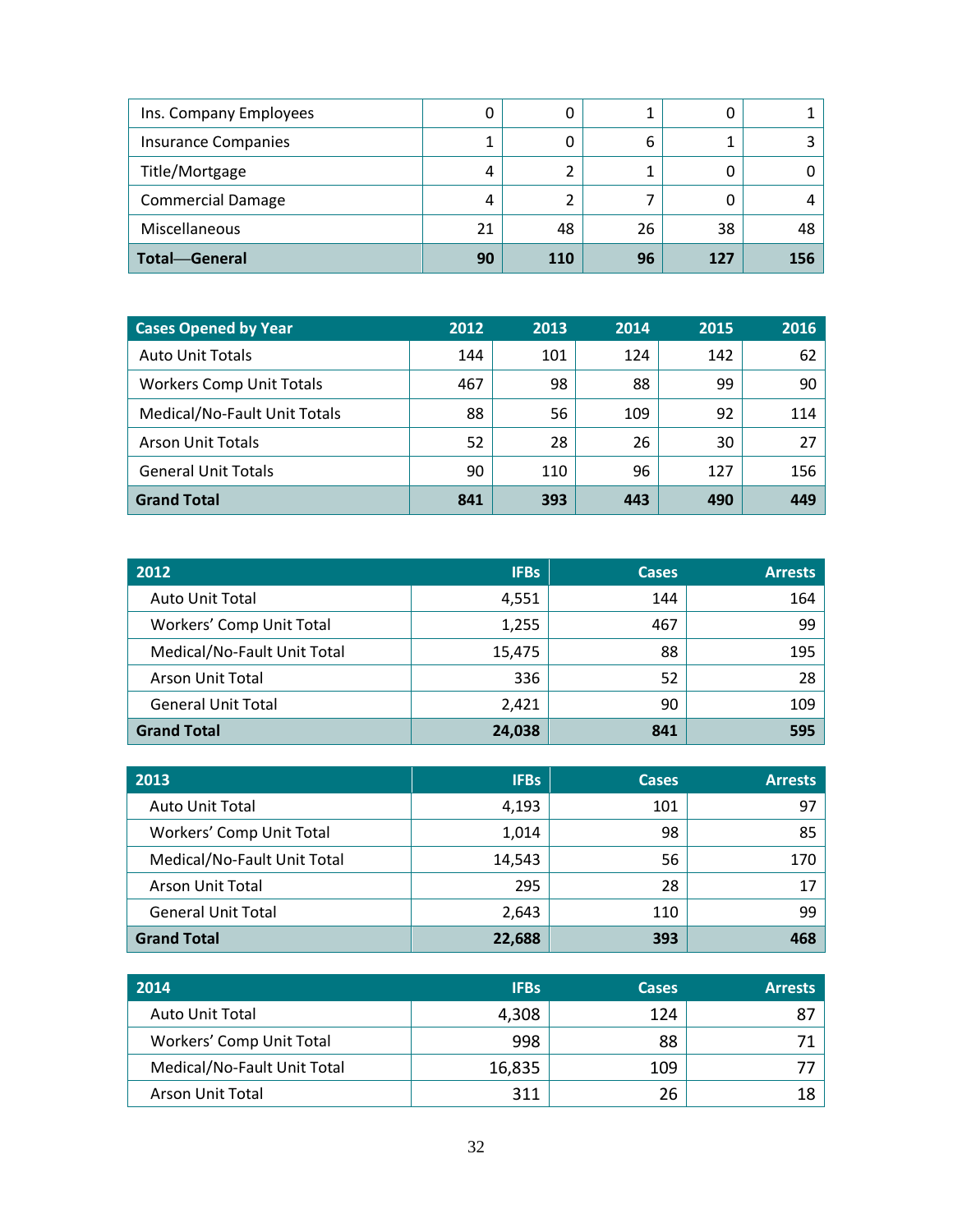| | | | | | |
|---|---|---|---|---|---|
| Ins. Company Employees | 0 | 0 | 1 | 0 | 1 |
| Insurance Companies | 1 | 0 | 6 | 1 | 3 |
| Title/Mortgage | 4 | 2 | 1 | 0 | 0 |
| Commercial Damage | 4 | 2 | 7 | 0 | 4 |
| Miscellaneous | 21 | 48 | 26 | 38 | 48 |
| **Total—General** | **90** | **110** | **96** | **127** | **156** |

| Cases Opened by Year | 2012 | 2013 | 2014 | 2015 | 2016 |
|---|---|---|---|---|---|
| Auto Unit Totals | 144 | 101 | 124 | 142 | 62 |
| Workers Comp Unit Totals | 467 | 98 | 88 | 99 | 90 |
| Medical/No-Fault Unit Totals | 88 | 56 | 109 | 92 | 114 |
| Arson Unit Totals | 52 | 28 | 26 | 30 | 27 |
| General Unit Totals | 90 | 110 | 96 | 127 | 156 |
| **Grand Total** | **841** | **393** | **443** | **490** | **449** |

| 2012 | IFBs | Cases | Arrests |
|---|---|---|---|
| Auto Unit Total | 4,551 | 144 | 164 |
| Workers' Comp Unit Total | 1,255 | 467 | 99 |
| Medical/No-Fault Unit Total | 15,475 | 88 | 195 |
| Arson Unit Total | 336 | 52 | 28 |
| General Unit Total | 2,421 | 90 | 109 |
| **Grand Total** | **24,038** | **841** | **595** |

| 2013 | IFBs | Cases | Arrests |
|---|---|---|---|
| Auto Unit Total | 4,193 | 101 | 97 |
| Workers' Comp Unit Total | 1,014 | 98 | 85 |
| Medical/No-Fault Unit Total | 14,543 | 56 | 170 |
| Arson Unit Total | 295 | 28 | 17 |
| General Unit Total | 2,643 | 110 | 99 |
| **Grand Total** | **22,688** | **393** | **468** |

| 2014 | IFBs | Cases | Arrests |
|---|---|---|---|
| Auto Unit Total | 4,308 | 124 | 87 |
| Workers' Comp Unit Total | 998 | 88 | 71 |
| Medical/No-Fault Unit Total | 16,835 | 109 | 77 |
| Arson Unit Total | 311 | 26 | 18 |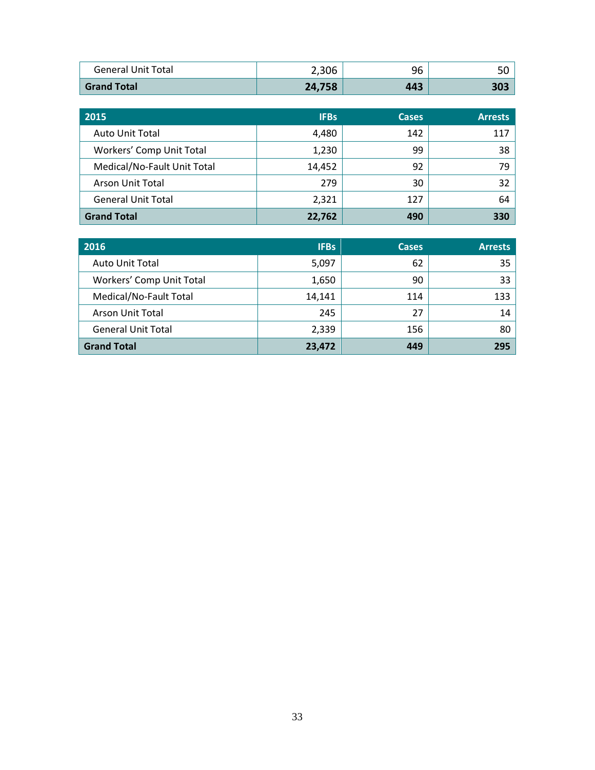| | | | |
|---|---|---|---|
| General Unit Total | 2,306 | 96 | 50 |
| **Grand Total** | **24,758** | **443** | **303** |

| 2015 | IFBs | Cases | Arrests |
|---|---|---|---|
| Auto Unit Total | 4,480 | 142 | 117 |
| Workers' Comp Unit Total | 1,230 | 99 | 38 |
| Medical/No-Fault Unit Total | 14,452 | 92 | 79 |
| Arson Unit Total | 279 | 30 | 32 |
| General Unit Total | 2,321 | 127 | 64 |
| **Grand Total** | **22,762** | **490** | **330** |

| 2016 | IFBs | Cases | Arrests |
|---|---|---|---|
| Auto Unit Total | 5,097 | 62 | 35 |
| Workers' Comp Unit Total | 1,650 | 90 | 33 |
| Medical/No-Fault Total | 14,141 | 114 | 133 |
| Arson Unit Total | 245 | 27 | 14 |
| General Unit Total | 2,339 | 156 | 80 |
| **Grand Total** | **23,472** | **449** | **295** |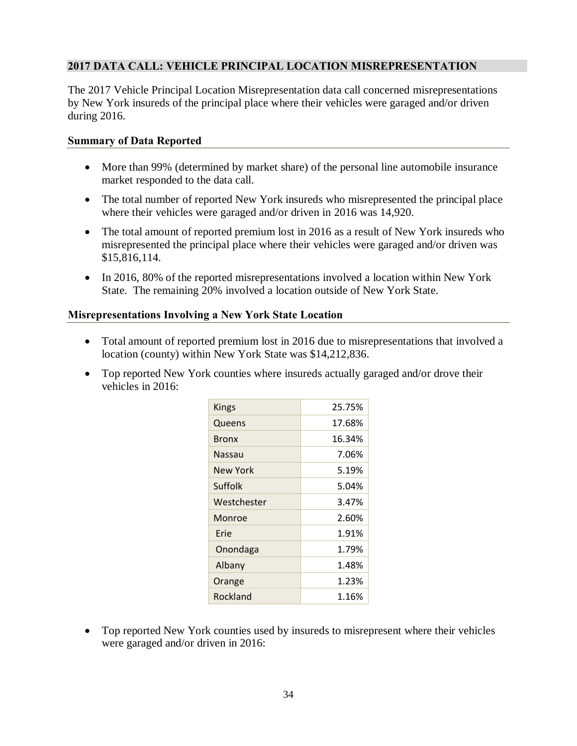## 2017 DATA CALL: VEHICLE PRINCIPAL LOCATION MISREPRESENTATION

The 2017 Vehicle Principal Location Misrepresentation data call concerned misrepresentations by New York insureds of the principal place where their vehicles were garaged and/or driven during 2016.

### Summary of Data Reported

- More than 99% (determined by market share) of the personal line automobile insurance market responded to the data call.
- The total number of reported New York insureds who misrepresented the principal place where their vehicles were garaged and/or driven in 2016 was 14,920.
- The total amount of reported premium lost in 2016 as a result of New York insureds who misrepresented the principal place where their vehicles were garaged and/or driven was $15,816,114.
- In 2016, 80% of the reported misrepresentations involved a location within New York State. The remaining 20% involved a location outside of New York State.

### Misrepresentations Involving a New York State Location

- Total amount of reported premium lost in 2016 due to misrepresentations that involved a location (county) within New York State was $14,212,836.
- Top reported New York counties where insureds actually garaged and/or drove their vehicles in 2016:

| | |
|---|---|
| Kings | 25.75% |
| Queens | 17.68% |
| Bronx | 16.34% |
| Nassau | 7.06% |
| New York | 5.19% |
| Suffolk | 5.04% |
| Westchester | 3.47% |
| Monroe | 2.60% |
| Erie | 1.91% |
| Onondaga | 1.79% |
| Albany | 1.48% |
| Orange | 1.23% |
| Rockland | 1.16% |

- Top reported New York counties used by insureds to misrepresent where their vehicles were garaged and/or driven in 2016: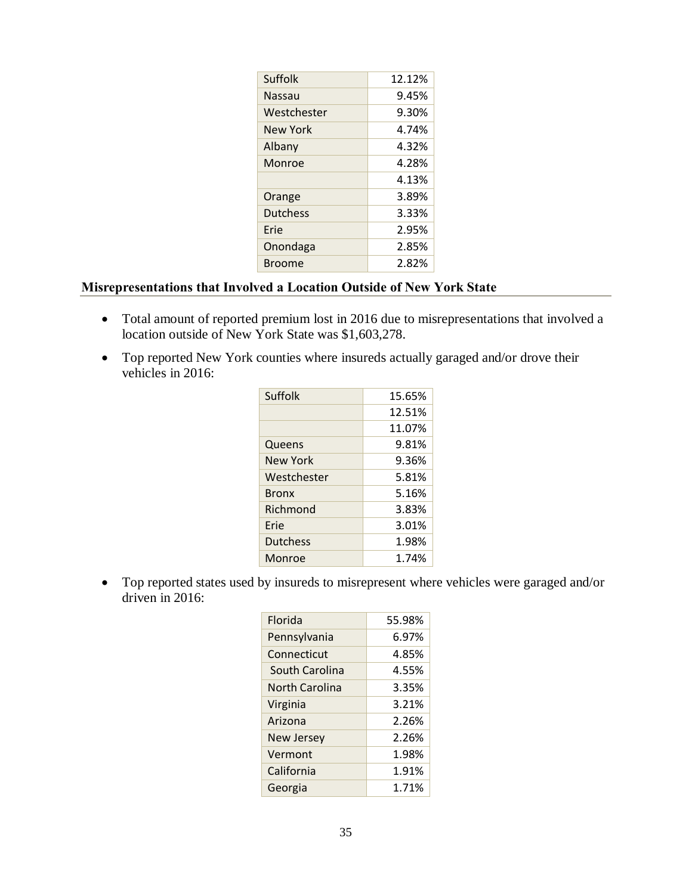| | |
|---|---|
| Suffolk | 12.12% |
| Nassau | 9.45% |
| Westchester | 9.30% |
| New York | 4.74% |
| Albany | 4.32% |
| Monroe | 4.28% |
| | 4.13% |
| Orange | 3.89% |
| Dutchess | 3.33% |
| Erie | 2.95% |
| Onondaga | 2.85% |
| Broome | 2.82% |

## Misrepresentations that Involved a Location Outside of New York State

- Total amount of reported premium lost in 2016 due to misrepresentations that involved a location outside of New York State was $1,603,278.
- Top reported New York counties where insureds actually garaged and/or drove their vehicles in 2016:

| | |
|---|---|
| Suffolk | 15.65% |
| | 12.51% |
| | 11.07% |
| Queens | 9.81% |
| New York | 9.36% |
| Westchester | 5.81% |
| Bronx | 5.16% |
| Richmond | 3.83% |
| Erie | 3.01% |
| Dutchess | 1.98% |
| Monroe | 1.74% |

- Top reported states used by insureds to misrepresent where vehicles were garaged and/or driven in 2016:

| | |
|---|---|
| Florida | 55.98% |
| Pennsylvania | 6.97% |
| Connecticut | 4.85% |
| South Carolina | 4.55% |
| North Carolina | 3.35% |
| Virginia | 3.21% |
| Arizona | 2.26% |
| New Jersey | 2.26% |
| Vermont | 1.98% |
| California | 1.91% |
| Georgia | 1.71% |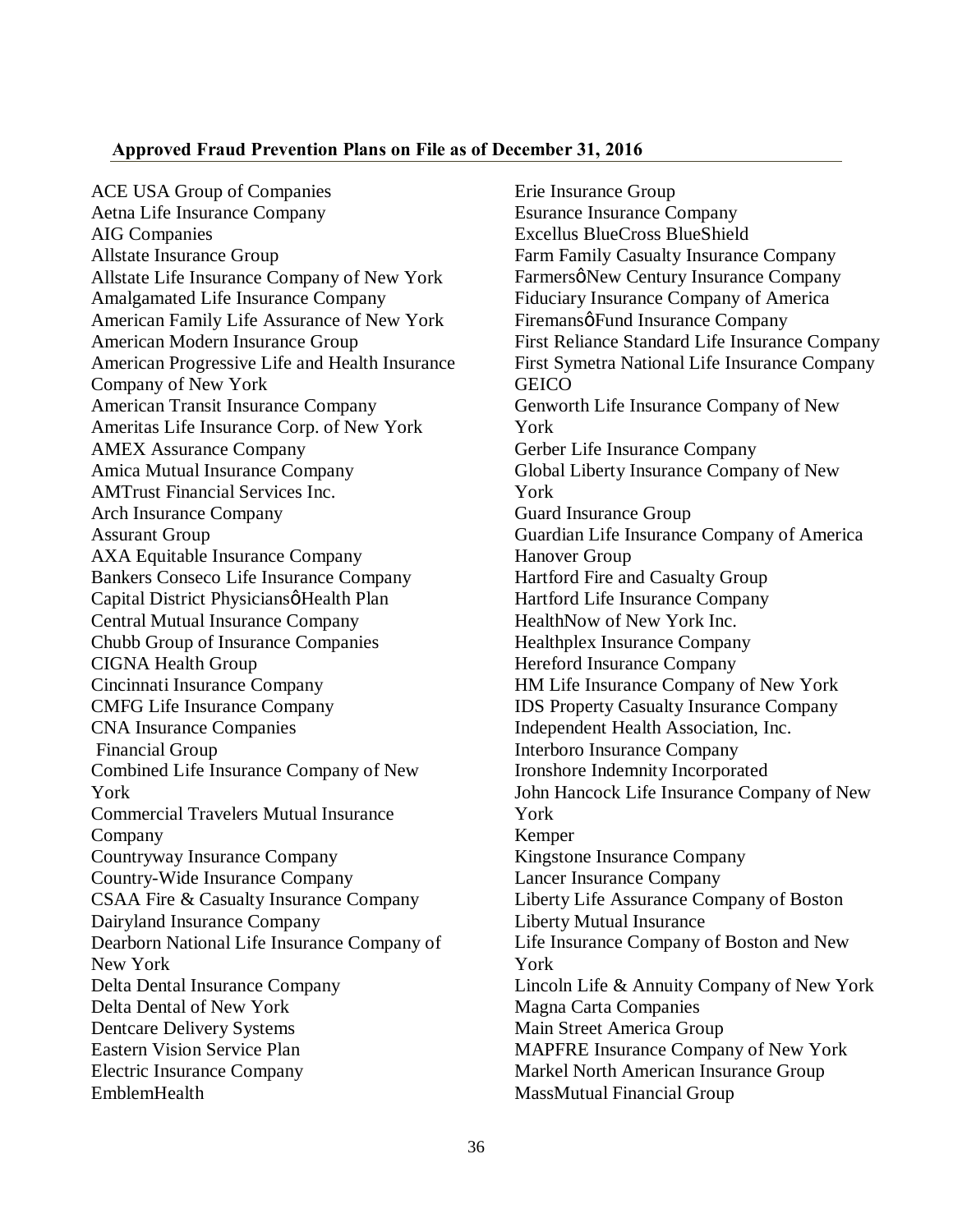**Approved Fraud Prevention Plans on File as of December 31, 2016**

ACE USA Group of Companies
Aetna Life Insurance Company
AIG Companies
Allstate Insurance Group
Allstate Life Insurance Company of New York
Amalgamated Life Insurance Company
American Family Life Assurance of New York
American Modern Insurance Group
American Progressive Life and Health Insurance Company of New York
American Transit Insurance Company
Ameritas Life Insurance Corp. of New York
AMEX Assurance Company
Amica Mutual Insurance Company
AMTrust Financial Services Inc.
Arch Insurance Company
Assurant Group
AXA Equitable Insurance Company
Bankers Conseco Life Insurance Company
Capital District Physiciansø Health Plan
Central Mutual Insurance Company
Chubb Group of Insurance Companies
CIGNA Health Group
Cincinnati Insurance Company
CMFG Life Insurance Company
CNA Insurance Companies
Financial Group
Combined Life Insurance Company of New York
Commercial Travelers Mutual Insurance Company
Countryway Insurance Company
Country-Wide Insurance Company
CSAA Fire & Casualty Insurance Company
Dairyland Insurance Company
Dearborn National Life Insurance Company of New York
Delta Dental Insurance Company
Delta Dental of New York
Dentcare Delivery Systems
Eastern Vision Service Plan
Electric Insurance Company
EmblemHealth
Erie Insurance Group
Esurance Insurance Company
Excellus BlueCross BlueShield
Farm Family Casualty Insurance Company
Farmersø New Century Insurance Company
Fiduciary Insurance Company of America
Firemansø Fund Insurance Company
First Reliance Standard Life Insurance Company
First Symetra National Life Insurance Company
GEICO
Genworth Life Insurance Company of New York
Gerber Life Insurance Company
Global Liberty Insurance Company of New York
Guard Insurance Group
Guardian Life Insurance Company of America
Hanover Group
Hartford Fire and Casualty Group
Hartford Life Insurance Company
HealthNow of New York Inc.
Healthplex Insurance Company
Hereford Insurance Company
HM Life Insurance Company of New York
IDS Property Casualty Insurance Company
Independent Health Association, Inc.
Interboro Insurance Company
Ironshore Indemnity Incorporated
John Hancock Life Insurance Company of New York
Kemper
Kingstone Insurance Company
Lancer Insurance Company
Liberty Life Assurance Company of Boston
Liberty Mutual Insurance
Life Insurance Company of Boston and New York
Lincoln Life & Annuity Company of New York
Magna Carta Companies
Main Street America Group
MAPFRE Insurance Company of New York
Markel North American Insurance Group
MassMutual Financial Group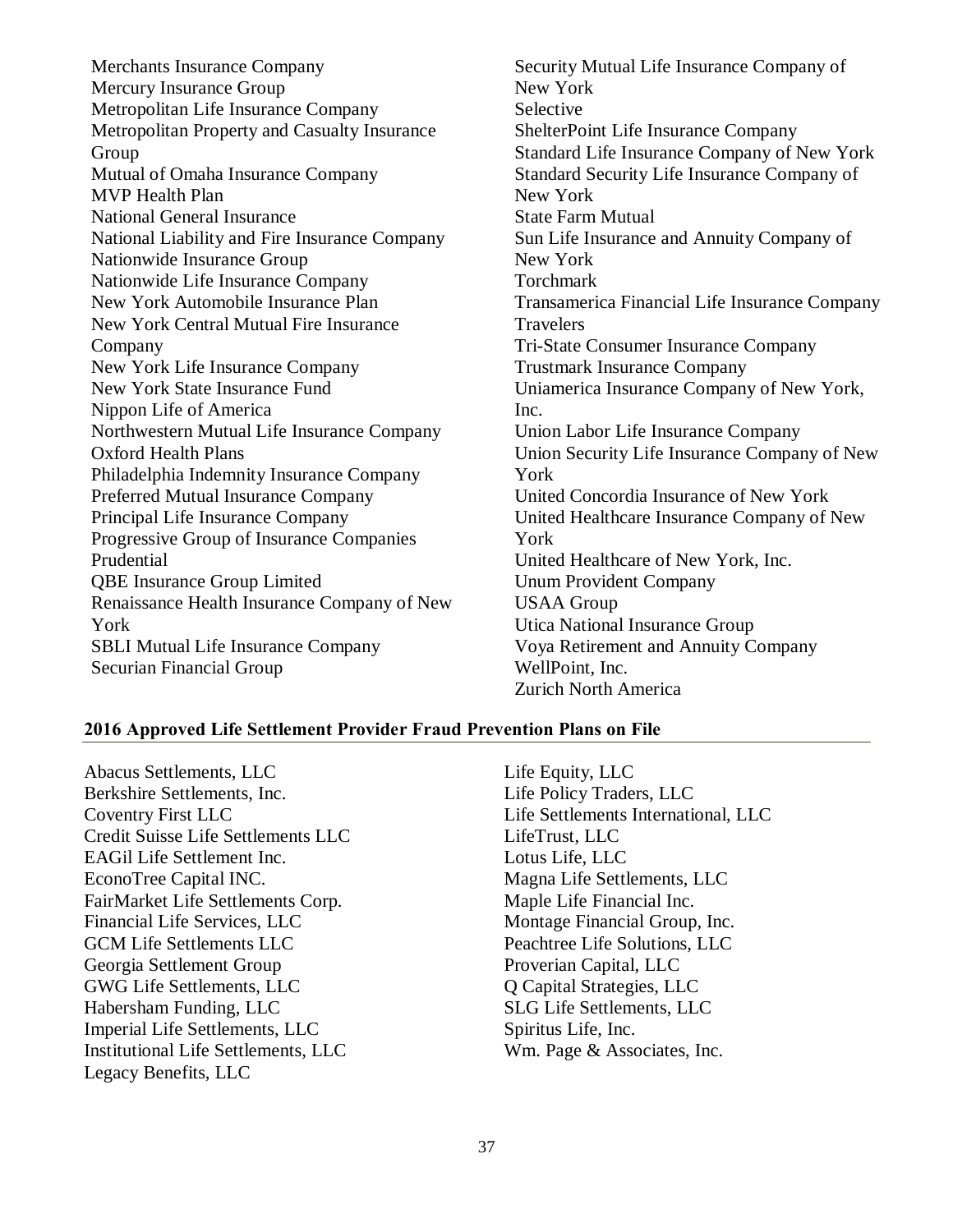Merchants Insurance Company
Mercury Insurance Group
Metropolitan Life Insurance Company
Metropolitan Property and Casualty Insurance Group
Mutual of Omaha Insurance Company
MVP Health Plan
National General Insurance
National Liability and Fire Insurance Company
Nationwide Insurance Group
Nationwide Life Insurance Company
New York Automobile Insurance Plan
New York Central Mutual Fire Insurance Company
New York Life Insurance Company
New York State Insurance Fund
Nippon Life of America
Northwestern Mutual Life Insurance Company
Oxford Health Plans
Philadelphia Indemnity Insurance Company
Preferred Mutual Insurance Company
Principal Life Insurance Company
Progressive Group of Insurance Companies
Prudential
QBE Insurance Group Limited
Renaissance Health Insurance Company of New York
SBLI Mutual Life Insurance Company
Securian Financial Group
Security Mutual Life Insurance Company of New York
Selective
ShelterPoint Life Insurance Company
Standard Life Insurance Company of New York
Standard Security Life Insurance Company of New York
State Farm Mutual
Sun Life Insurance and Annuity Company of New York
Torchmark
Transamerica Financial Life Insurance Company
Travelers
Tri-State Consumer Insurance Company
Trustmark Insurance Company
Uniamerica Insurance Company of New York, Inc.
Union Labor Life Insurance Company
Union Security Life Insurance Company of New York
United Concordia Insurance of New York
United Healthcare Insurance Company of New York
United Healthcare of New York, Inc.
Unum Provident Company
USAA Group
Utica National Insurance Group
Voya Retirement and Annuity Company
WellPoint, Inc.
Zurich North America

## 2016 Approved Life Settlement Provider Fraud Prevention Plans on File

Abacus Settlements, LLC
Berkshire Settlements, Inc.
Coventry First LLC
Credit Suisse Life Settlements LLC
EAGil Life Settlement Inc.
EconoTree Capital INC.
FairMarket Life Settlements Corp.
Financial Life Services, LLC
GCM Life Settlements LLC
Georgia Settlement Group
GWG Life Settlements, LLC
Habersham Funding, LLC
Imperial Life Settlements, LLC
Institutional Life Settlements, LLC
Legacy Benefits, LLC
Life Equity, LLC
Life Policy Traders, LLC
Life Settlements International, LLC
LifeTrust, LLC
Lotus Life, LLC
Magna Life Settlements, LLC
Maple Life Financial Inc.
Montage Financial Group, Inc.
Peachtree Life Solutions, LLC
Proverian Capital, LLC
Q Capital Strategies, LLC
SLG Life Settlements, LLC
Spiritus Life, Inc.
Wm. Page & Associates, Inc.